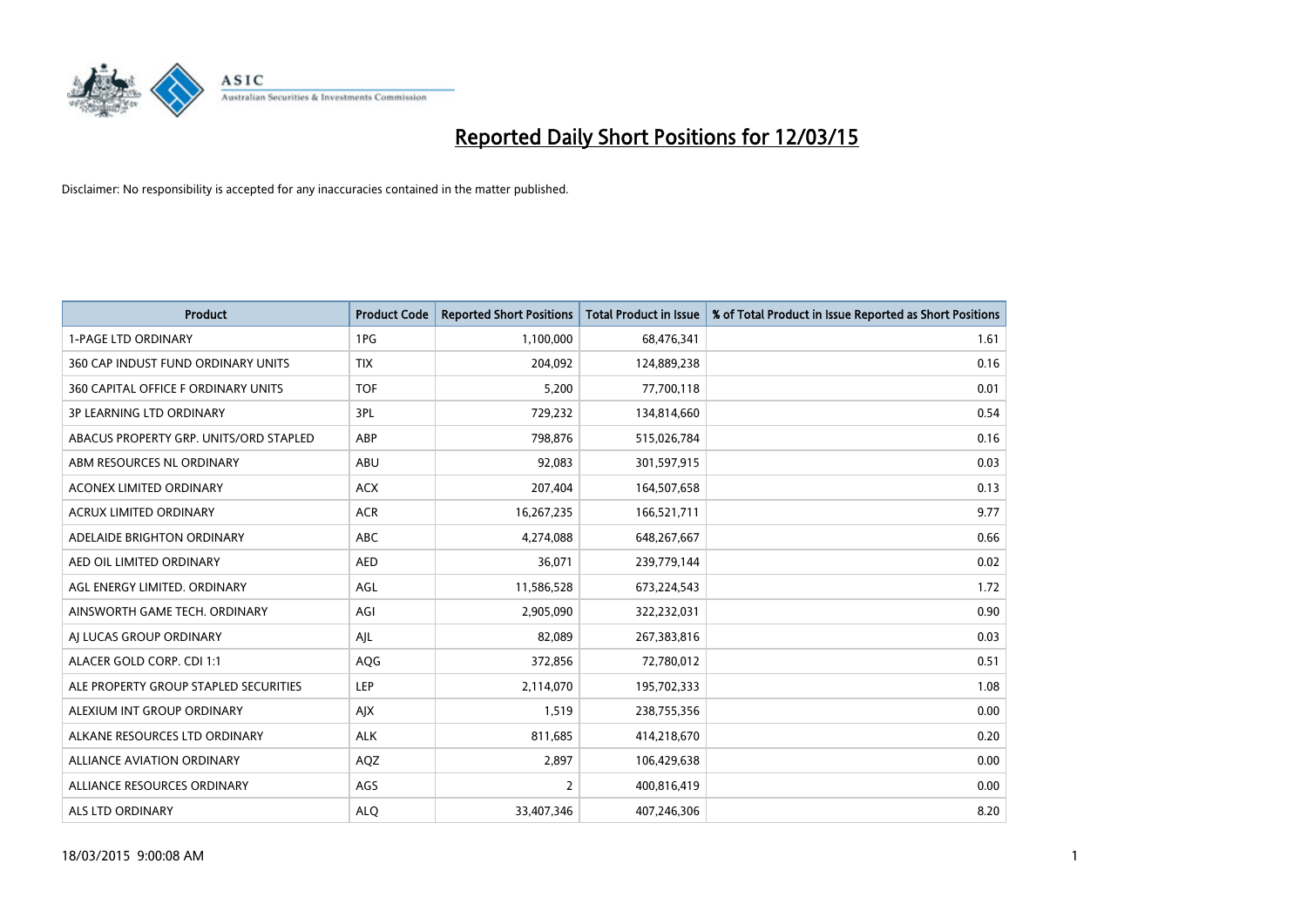# Reported Daily Short Positions for 12/03/15

Disclaimer: No responsibility is accepted for any inaccuracies contained in the matter published.

| Product | Product Code | Reported Short Positions | Total Product in Issue | % of Total Product in Issue Reported as Short Positions |
|---|---|---|---|---|
| 1-PAGE LTD ORDINARY | 1PG | 1,100,000 | 68,476,341 | 1.61 |
| 360 CAP INDUST FUND ORDINARY UNITS | TIX | 204,092 | 124,889,238 | 0.16 |
| 360 CAPITAL OFFICE F ORDINARY UNITS | TOF | 5,200 | 77,700,118 | 0.01 |
| 3P LEARNING LTD ORDINARY | 3PL | 729,232 | 134,814,660 | 0.54 |
| ABACUS PROPERTY GRP. UNITS/ORD STAPLED | ABP | 798,876 | 515,026,784 | 0.16 |
| ABM RESOURCES NL ORDINARY | ABU | 92,083 | 301,597,915 | 0.03 |
| ACONEX LIMITED ORDINARY | ACX | 207,404 | 164,507,658 | 0.13 |
| ACRUX LIMITED ORDINARY | ACR | 16,267,235 | 166,521,711 | 9.77 |
| ADELAIDE BRIGHTON ORDINARY | ABC | 4,274,088 | 648,267,667 | 0.66 |
| AED OIL LIMITED ORDINARY | AED | 36,071 | 239,779,144 | 0.02 |
| AGL ENERGY LIMITED. ORDINARY | AGL | 11,586,528 | 673,224,543 | 1.72 |
| AINSWORTH GAME TECH. ORDINARY | AGI | 2,905,090 | 322,232,031 | 0.90 |
| AJ LUCAS GROUP ORDINARY | AJL | 82,089 | 267,383,816 | 0.03 |
| ALACER GOLD CORP. CDI 1:1 | AQG | 372,856 | 72,780,012 | 0.51 |
| ALE PROPERTY GROUP STAPLED SECURITIES | LEP | 2,114,070 | 195,702,333 | 1.08 |
| ALEXIUM INT GROUP ORDINARY | AJX | 1,519 | 238,755,356 | 0.00 |
| ALKANE RESOURCES LTD ORDINARY | ALK | 811,685 | 414,218,670 | 0.20 |
| ALLIANCE AVIATION ORDINARY | AQZ | 2,897 | 106,429,638 | 0.00 |
| ALLIANCE RESOURCES ORDINARY | AGS | 2 | 400,816,419 | 0.00 |
| ALS LTD ORDINARY | ALQ | 33,407,346 | 407,246,306 | 8.20 |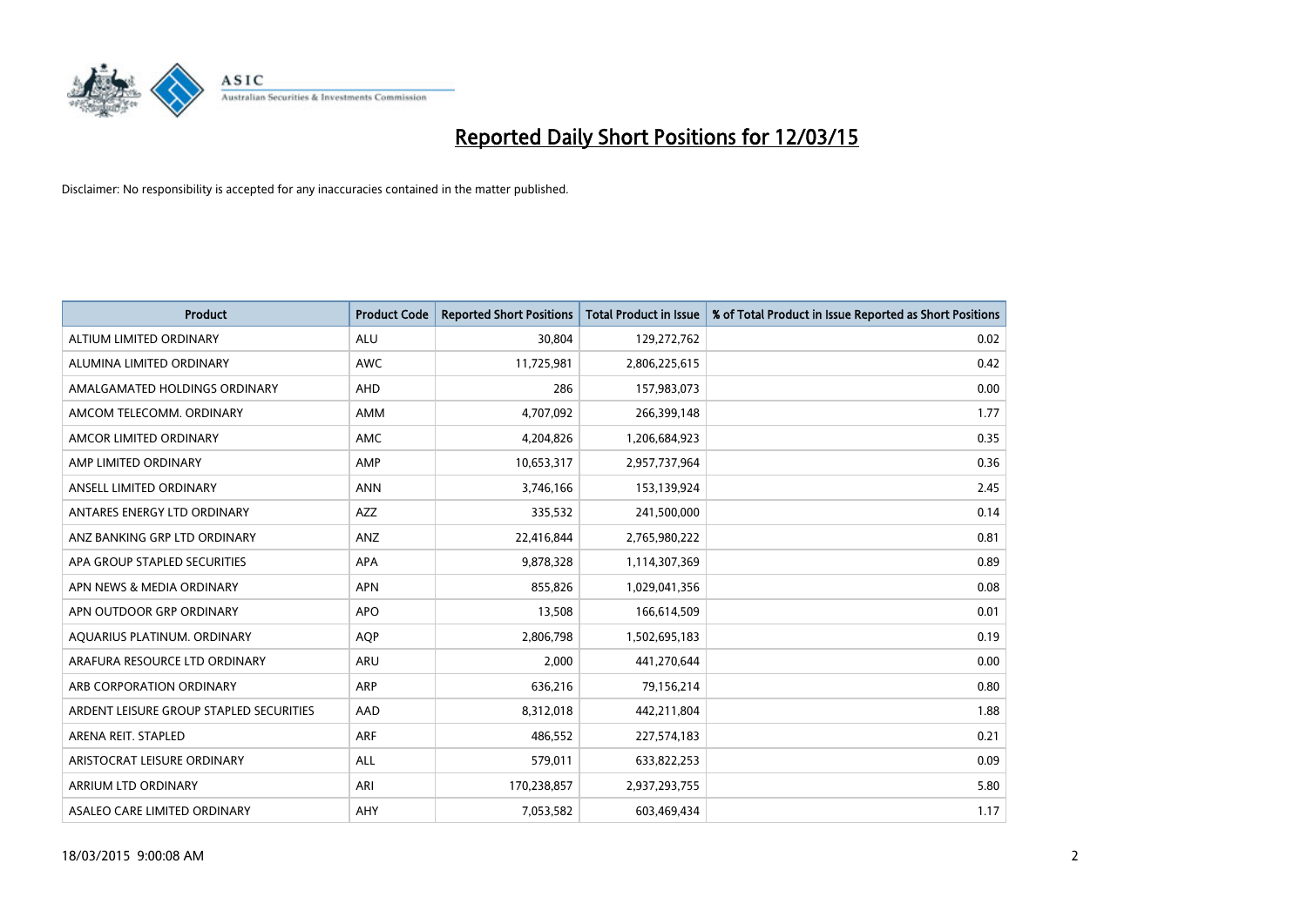# Reported Daily Short Positions for 12/03/15

Disclaimer: No responsibility is accepted for any inaccuracies contained in the matter published.

| Product | Product Code | Reported Short Positions | Total Product in Issue | % of Total Product in Issue Reported as Short Positions |
|---|---|---|---|---|
| ALTIUM LIMITED ORDINARY | ALU | 30,804 | 129,272,762 | 0.02 |
| ALUMINA LIMITED ORDINARY | AWC | 11,725,981 | 2,806,225,615 | 0.42 |
| AMALGAMATED HOLDINGS ORDINARY | AHD | 286 | 157,983,073 | 0.00 |
| AMCOM TELECOMM. ORDINARY | AMM | 4,707,092 | 266,399,148 | 1.77 |
| AMCOR LIMITED ORDINARY | AMC | 4,204,826 | 1,206,684,923 | 0.35 |
| AMP LIMITED ORDINARY | AMP | 10,653,317 | 2,957,737,964 | 0.36 |
| ANSELL LIMITED ORDINARY | ANN | 3,746,166 | 153,139,924 | 2.45 |
| ANTARES ENERGY LTD ORDINARY | AZZ | 335,532 | 241,500,000 | 0.14 |
| ANZ BANKING GRP LTD ORDINARY | ANZ | 22,416,844 | 2,765,980,222 | 0.81 |
| APA GROUP STAPLED SECURITIES | APA | 9,878,328 | 1,114,307,369 | 0.89 |
| APN NEWS & MEDIA ORDINARY | APN | 855,826 | 1,029,041,356 | 0.08 |
| APN OUTDOOR GRP ORDINARY | APO | 13,508 | 166,614,509 | 0.01 |
| AQUARIUS PLATINUM. ORDINARY | AQP | 2,806,798 | 1,502,695,183 | 0.19 |
| ARAFURA RESOURCE LTD ORDINARY | ARU | 2,000 | 441,270,644 | 0.00 |
| ARB CORPORATION ORDINARY | ARP | 636,216 | 79,156,214 | 0.80 |
| ARDENT LEISURE GROUP STAPLED SECURITIES | AAD | 8,312,018 | 442,211,804 | 1.88 |
| ARENA REIT. STAPLED | ARF | 486,552 | 227,574,183 | 0.21 |
| ARISTOCRAT LEISURE ORDINARY | ALL | 579,011 | 633,822,253 | 0.09 |
| ARRIUM LTD ORDINARY | ARI | 170,238,857 | 2,937,293,755 | 5.80 |
| ASALEO CARE LIMITED ORDINARY | AHY | 7,053,582 | 603,469,434 | 1.17 |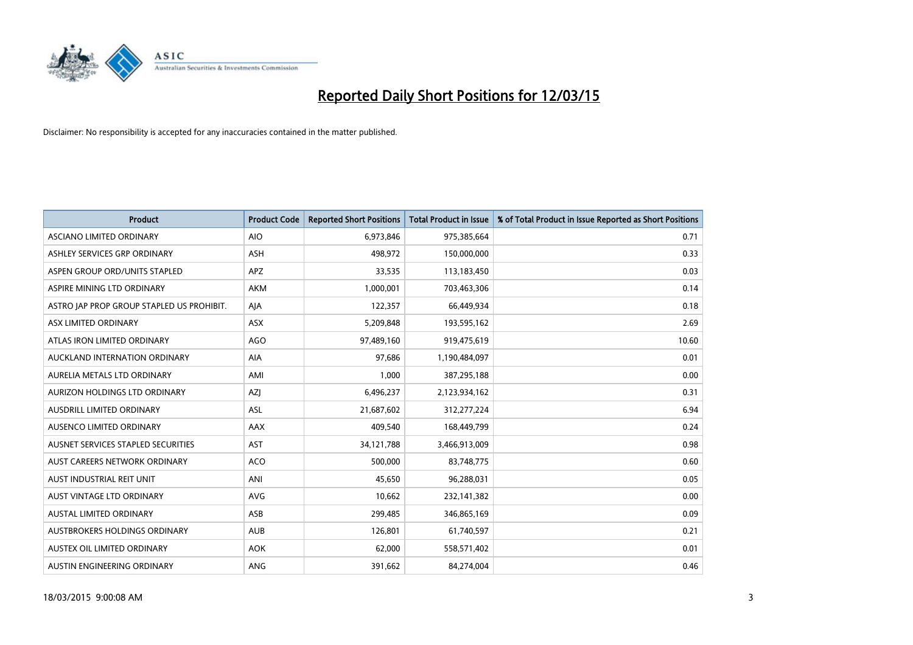# Reported Daily Short Positions for 12/03/15

Disclaimer: No responsibility is accepted for any inaccuracies contained in the matter published.

| Product | Product Code | Reported Short Positions | Total Product in Issue | % of Total Product in Issue Reported as Short Positions |
|---|---|---|---|---|
| ASCIANO LIMITED ORDINARY | AIO | 6,973,846 | 975,385,664 | 0.71 |
| ASHLEY SERVICES GRP ORDINARY | ASH | 498,972 | 150,000,000 | 0.33 |
| ASPEN GROUP ORD/UNITS STAPLED | APZ | 33,535 | 113,183,450 | 0.03 |
| ASPIRE MINING LTD ORDINARY | AKM | 1,000,001 | 703,463,306 | 0.14 |
| ASTRO JAP PROP GROUP STAPLED US PROHIBIT. | AJA | 122,357 | 66,449,934 | 0.18 |
| ASX LIMITED ORDINARY | ASX | 5,209,848 | 193,595,162 | 2.69 |
| ATLAS IRON LIMITED ORDINARY | AGO | 97,489,160 | 919,475,619 | 10.60 |
| AUCKLAND INTERNATION ORDINARY | AIA | 97,686 | 1,190,484,097 | 0.01 |
| AURELIA METALS LTD ORDINARY | AMI | 1,000 | 387,295,188 | 0.00 |
| AURIZON HOLDINGS LTD ORDINARY | AZJ | 6,496,237 | 2,123,934,162 | 0.31 |
| AUSDRILL LIMITED ORDINARY | ASL | 21,687,602 | 312,277,224 | 6.94 |
| AUSENCO LIMITED ORDINARY | AAX | 409,540 | 168,449,799 | 0.24 |
| AUSNET SERVICES STAPLED SECURITIES | AST | 34,121,788 | 3,466,913,009 | 0.98 |
| AUST CAREERS NETWORK ORDINARY | ACO | 500,000 | 83,748,775 | 0.60 |
| AUST INDUSTRIAL REIT UNIT | ANI | 45,650 | 96,288,031 | 0.05 |
| AUST VINTAGE LTD ORDINARY | AVG | 10,662 | 232,141,382 | 0.00 |
| AUSTAL LIMITED ORDINARY | ASB | 299,485 | 346,865,169 | 0.09 |
| AUSTBROKERS HOLDINGS ORDINARY | AUB | 126,801 | 61,740,597 | 0.21 |
| AUSTEX OIL LIMITED ORDINARY | AOK | 62,000 | 558,571,402 | 0.01 |
| AUSTIN ENGINEERING ORDINARY | ANG | 391,662 | 84,274,004 | 0.46 |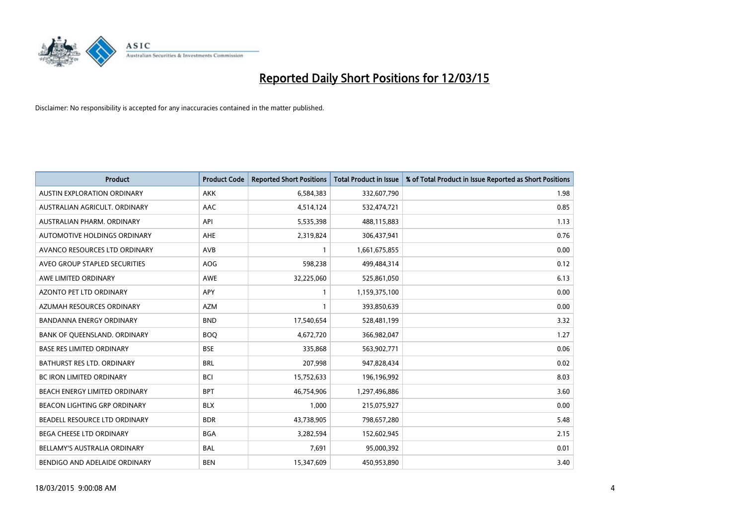# Reported Daily Short Positions for 12/03/15

Disclaimer: No responsibility is accepted for any inaccuracies contained in the matter published.

| Product | Product Code | Reported Short Positions | Total Product in Issue | % of Total Product in Issue Reported as Short Positions |
|---|---|---|---|---|
| AUSTIN EXPLORATION ORDINARY | AKK | 6,584,383 | 332,607,790 | 1.98 |
| AUSTRALIAN AGRICULT. ORDINARY | AAC | 4,514,124 | 532,474,721 | 0.85 |
| AUSTRALIAN PHARM. ORDINARY | API | 5,535,398 | 488,115,883 | 1.13 |
| AUTOMOTIVE HOLDINGS ORDINARY | AHE | 2,319,824 | 306,437,941 | 0.76 |
| AVANCO RESOURCES LTD ORDINARY | AVB | 1 | 1,661,675,855 | 0.00 |
| AVEO GROUP STAPLED SECURITIES | AOG | 598,238 | 499,484,314 | 0.12 |
| AWE LIMITED ORDINARY | AWE | 32,225,060 | 525,861,050 | 6.13 |
| AZONTO PET LTD ORDINARY | APY | 1 | 1,159,375,100 | 0.00 |
| AZUMAH RESOURCES ORDINARY | AZM | 1 | 393,850,639 | 0.00 |
| BANDANNA ENERGY ORDINARY | BND | 17,540,654 | 528,481,199 | 3.32 |
| BANK OF QUEENSLAND. ORDINARY | BOQ | 4,672,720 | 366,982,047 | 1.27 |
| BASE RES LIMITED ORDINARY | BSE | 335,868 | 563,902,771 | 0.06 |
| BATHURST RES LTD. ORDINARY | BRL | 207,998 | 947,828,434 | 0.02 |
| BC IRON LIMITED ORDINARY | BCI | 15,752,633 | 196,196,992 | 8.03 |
| BEACH ENERGY LIMITED ORDINARY | BPT | 46,754,906 | 1,297,496,886 | 3.60 |
| BEACON LIGHTING GRP ORDINARY | BLX | 1,000 | 215,075,927 | 0.00 |
| BEADELL RESOURCE LTD ORDINARY | BDR | 43,738,905 | 798,657,280 | 5.48 |
| BEGA CHEESE LTD ORDINARY | BGA | 3,282,594 | 152,602,945 | 2.15 |
| BELLAMY'S AUSTRALIA ORDINARY | BAL | 7,691 | 95,000,392 | 0.01 |
| BENDIGO AND ADELAIDE ORDINARY | BEN | 15,347,609 | 450,953,890 | 3.40 |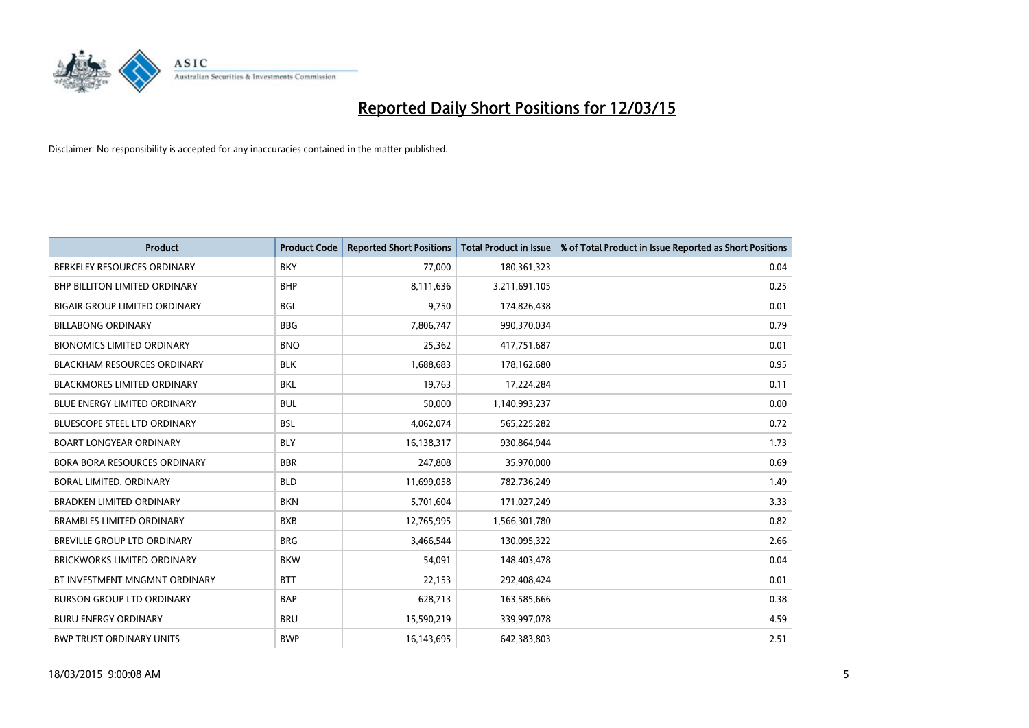# Reported Daily Short Positions for 12/03/15

Disclaimer: No responsibility is accepted for any inaccuracies contained in the matter published.

| Product | Product Code | Reported Short Positions | Total Product in Issue | % of Total Product in Issue Reported as Short Positions |
|---|---|---|---|---|
| BERKELEY RESOURCES ORDINARY | BKY | 77,000 | 180,361,323 | 0.04 |
| BHP BILLITON LIMITED ORDINARY | BHP | 8,111,636 | 3,211,691,105 | 0.25 |
| BIGAIR GROUP LIMITED ORDINARY | BGL | 9,750 | 174,826,438 | 0.01 |
| BILLABONG ORDINARY | BBG | 7,806,747 | 990,370,034 | 0.79 |
| BIONOMICS LIMITED ORDINARY | BNO | 25,362 | 417,751,687 | 0.01 |
| BLACKHAM RESOURCES ORDINARY | BLK | 1,688,683 | 178,162,680 | 0.95 |
| BLACKMORES LIMITED ORDINARY | BKL | 19,763 | 17,224,284 | 0.11 |
| BLUE ENERGY LIMITED ORDINARY | BUL | 50,000 | 1,140,993,237 | 0.00 |
| BLUESCOPE STEEL LTD ORDINARY | BSL | 4,062,074 | 565,225,282 | 0.72 |
| BOART LONGYEAR ORDINARY | BLY | 16,138,317 | 930,864,944 | 1.73 |
| BORA BORA RESOURCES ORDINARY | BBR | 247,808 | 35,970,000 | 0.69 |
| BORAL LIMITED. ORDINARY | BLD | 11,699,058 | 782,736,249 | 1.49 |
| BRADKEN LIMITED ORDINARY | BKN | 5,701,604 | 171,027,249 | 3.33 |
| BRAMBLES LIMITED ORDINARY | BXB | 12,765,995 | 1,566,301,780 | 0.82 |
| BREVILLE GROUP LTD ORDINARY | BRG | 3,466,544 | 130,095,322 | 2.66 |
| BRICKWORKS LIMITED ORDINARY | BKW | 54,091 | 148,403,478 | 0.04 |
| BT INVESTMENT MNGMNT ORDINARY | BTT | 22,153 | 292,408,424 | 0.01 |
| BURSON GROUP LTD ORDINARY | BAP | 628,713 | 163,585,666 | 0.38 |
| BURU ENERGY ORDINARY | BRU | 15,590,219 | 339,997,078 | 4.59 |
| BWP TRUST ORDINARY UNITS | BWP | 16,143,695 | 642,383,803 | 2.51 |

18/03/2015 9:00:08 AM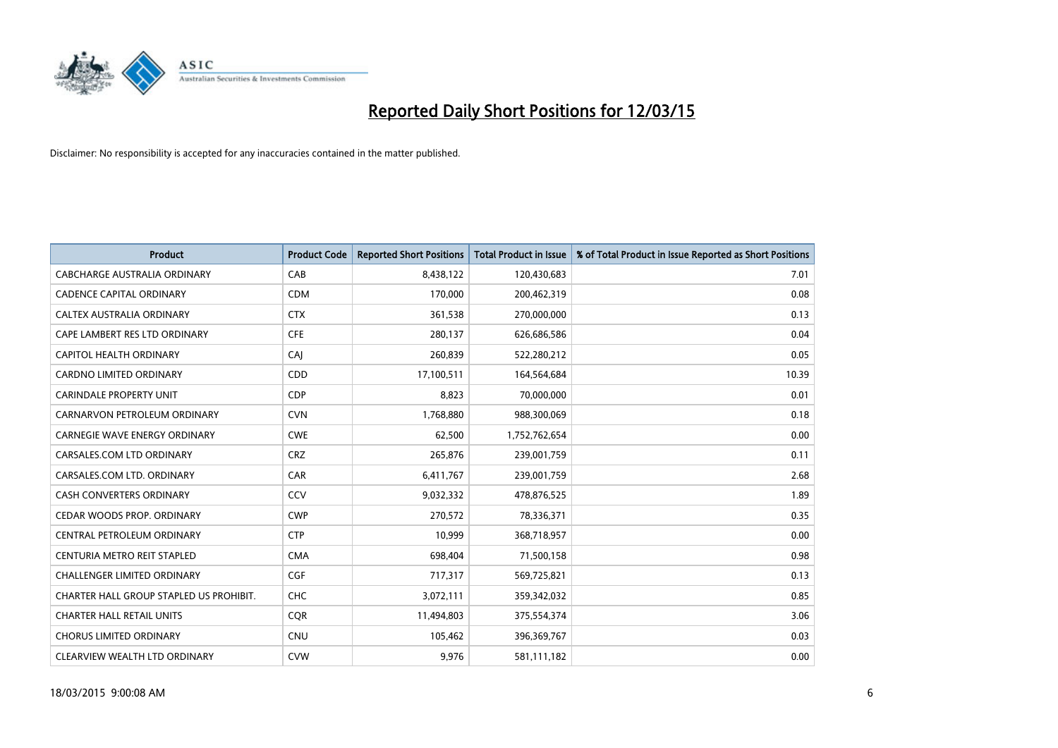# Reported Daily Short Positions for 12/03/15

Disclaimer: No responsibility is accepted for any inaccuracies contained in the matter published.

| Product | Product Code | Reported Short Positions | Total Product in Issue | % of Total Product in Issue Reported as Short Positions |
|---|---|---|---|---|
| CABCHARGE AUSTRALIA ORDINARY | CAB | 8,438,122 | 120,430,683 | 7.01 |
| CADENCE CAPITAL ORDINARY | CDM | 170,000 | 200,462,319 | 0.08 |
| CALTEX AUSTRALIA ORDINARY | CTX | 361,538 | 270,000,000 | 0.13 |
| CAPE LAMBERT RES LTD ORDINARY | CFE | 280,137 | 626,686,586 | 0.04 |
| CAPITOL HEALTH ORDINARY | CAJ | 260,839 | 522,280,212 | 0.05 |
| CARDNO LIMITED ORDINARY | CDD | 17,100,511 | 164,564,684 | 10.39 |
| CARINDALE PROPERTY UNIT | CDP | 8,823 | 70,000,000 | 0.01 |
| CARNARVON PETROLEUM ORDINARY | CVN | 1,768,880 | 988,300,069 | 0.18 |
| CARNEGIE WAVE ENERGY ORDINARY | CWE | 62,500 | 1,752,762,654 | 0.00 |
| CARSALES.COM LTD ORDINARY | CRZ | 265,876 | 239,001,759 | 0.11 |
| CARSALES.COM LTD. ORDINARY | CAR | 6,411,767 | 239,001,759 | 2.68 |
| CASH CONVERTERS ORDINARY | CCV | 9,032,332 | 478,876,525 | 1.89 |
| CEDAR WOODS PROP. ORDINARY | CWP | 270,572 | 78,336,371 | 0.35 |
| CENTRAL PETROLEUM ORDINARY | CTP | 10,999 | 368,718,957 | 0.00 |
| CENTURIA METRO REIT STAPLED | CMA | 698,404 | 71,500,158 | 0.98 |
| CHALLENGER LIMITED ORDINARY | CGF | 717,317 | 569,725,821 | 0.13 |
| CHARTER HALL GROUP STAPLED US PROHIBIT. | CHC | 3,072,111 | 359,342,032 | 0.85 |
| CHARTER HALL RETAIL UNITS | CQR | 11,494,803 | 375,554,374 | 3.06 |
| CHORUS LIMITED ORDINARY | CNU | 105,462 | 396,369,767 | 0.03 |
| CLEARVIEW WEALTH LTD ORDINARY | CVW | 9,976 | 581,111,182 | 0.00 |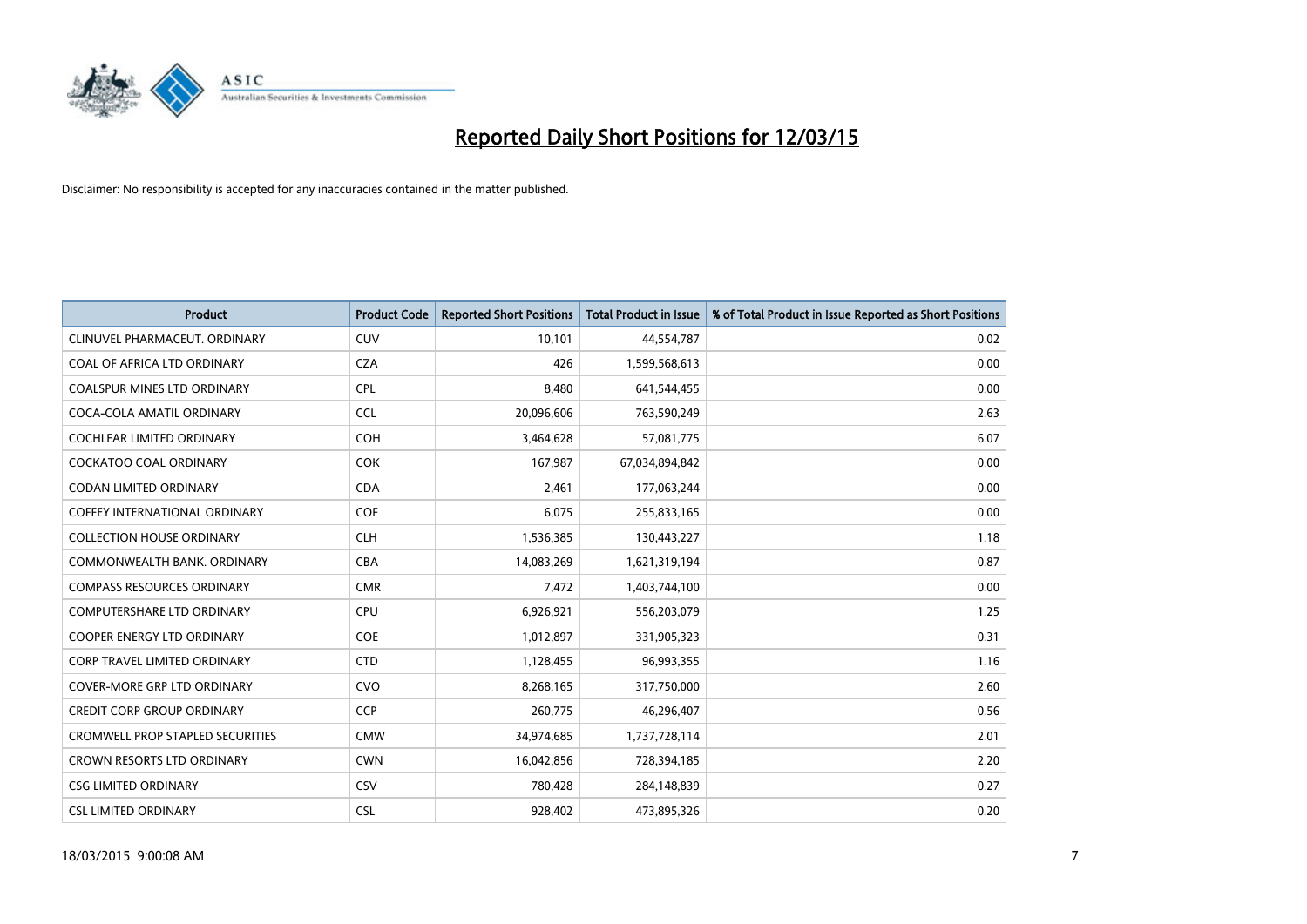# Reported Daily Short Positions for 12/03/15

Disclaimer: No responsibility is accepted for any inaccuracies contained in the matter published.

| Product | Product Code | Reported Short Positions | Total Product in Issue | % of Total Product in Issue Reported as Short Positions |
|---|---|---|---|---|
| CLINUVEL PHARMACEUT. ORDINARY | CUV | 10,101 | 44,554,787 | 0.02 |
| COAL OF AFRICA LTD ORDINARY | CZA | 426 | 1,599,568,613 | 0.00 |
| COALSPUR MINES LTD ORDINARY | CPL | 8,480 | 641,544,455 | 0.00 |
| COCA-COLA AMATIL ORDINARY | CCL | 20,096,606 | 763,590,249 | 2.63 |
| COCHLEAR LIMITED ORDINARY | COH | 3,464,628 | 57,081,775 | 6.07 |
| COCKATOO COAL ORDINARY | COK | 167,987 | 67,034,894,842 | 0.00 |
| CODAN LIMITED ORDINARY | CDA | 2,461 | 177,063,244 | 0.00 |
| COFFEY INTERNATIONAL ORDINARY | COF | 6,075 | 255,833,165 | 0.00 |
| COLLECTION HOUSE ORDINARY | CLH | 1,536,385 | 130,443,227 | 1.18 |
| COMMONWEALTH BANK. ORDINARY | CBA | 14,083,269 | 1,621,319,194 | 0.87 |
| COMPASS RESOURCES ORDINARY | CMR | 7,472 | 1,403,744,100 | 0.00 |
| COMPUTERSHARE LTD ORDINARY | CPU | 6,926,921 | 556,203,079 | 1.25 |
| COOPER ENERGY LTD ORDINARY | COE | 1,012,897 | 331,905,323 | 0.31 |
| CORP TRAVEL LIMITED ORDINARY | CTD | 1,128,455 | 96,993,355 | 1.16 |
| COVER-MORE GRP LTD ORDINARY | CVO | 8,268,165 | 317,750,000 | 2.60 |
| CREDIT CORP GROUP ORDINARY | CCP | 260,775 | 46,296,407 | 0.56 |
| CROMWELL PROP STAPLED SECURITIES | CMW | 34,974,685 | 1,737,728,114 | 2.01 |
| CROWN RESORTS LTD ORDINARY | CWN | 16,042,856 | 728,394,185 | 2.20 |
| CSG LIMITED ORDINARY | CSV | 780,428 | 284,148,839 | 0.27 |
| CSL LIMITED ORDINARY | CSL | 928,402 | 473,895,326 | 0.20 |

18/03/2015 9:00:08 AM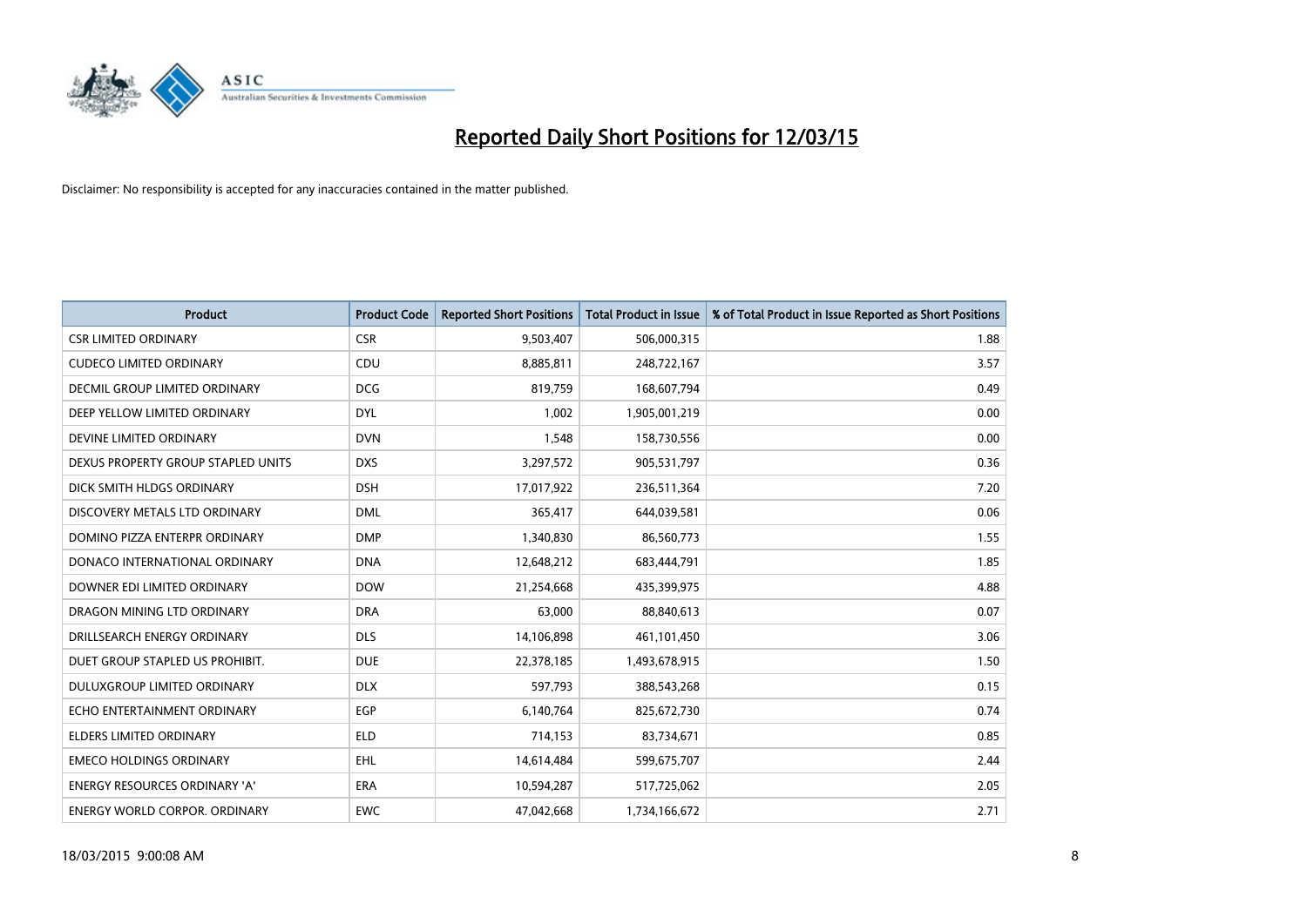# Reported Daily Short Positions for 12/03/15

Disclaimer: No responsibility is accepted for any inaccuracies contained in the matter published.

| Product | Product Code | Reported Short Positions | Total Product in Issue | % of Total Product in Issue Reported as Short Positions |
|---|---|---|---|---|
| CSR LIMITED ORDINARY | CSR | 9,503,407 | 506,000,315 | 1.88 |
| CUDECO LIMITED ORDINARY | CDU | 8,885,811 | 248,722,167 | 3.57 |
| DECMIL GROUP LIMITED ORDINARY | DCG | 819,759 | 168,607,794 | 0.49 |
| DEEP YELLOW LIMITED ORDINARY | DYL | 1,002 | 1,905,001,219 | 0.00 |
| DEVINE LIMITED ORDINARY | DVN | 1,548 | 158,730,556 | 0.00 |
| DEXUS PROPERTY GROUP STAPLED UNITS | DXS | 3,297,572 | 905,531,797 | 0.36 |
| DICK SMITH HLDGS ORDINARY | DSH | 17,017,922 | 236,511,364 | 7.20 |
| DISCOVERY METALS LTD ORDINARY | DML | 365,417 | 644,039,581 | 0.06 |
| DOMINO PIZZA ENTERPR ORDINARY | DMP | 1,340,830 | 86,560,773 | 1.55 |
| DONACO INTERNATIONAL ORDINARY | DNA | 12,648,212 | 683,444,791 | 1.85 |
| DOWNER EDI LIMITED ORDINARY | DOW | 21,254,668 | 435,399,975 | 4.88 |
| DRAGON MINING LTD ORDINARY | DRA | 63,000 | 88,840,613 | 0.07 |
| DRILLSEARCH ENERGY ORDINARY | DLS | 14,106,898 | 461,101,450 | 3.06 |
| DUET GROUP STAPLED US PROHIBIT. | DUE | 22,378,185 | 1,493,678,915 | 1.50 |
| DULUXGROUP LIMITED ORDINARY | DLX | 597,793 | 388,543,268 | 0.15 |
| ECHO ENTERTAINMENT ORDINARY | EGP | 6,140,764 | 825,672,730 | 0.74 |
| ELDERS LIMITED ORDINARY | ELD | 714,153 | 83,734,671 | 0.85 |
| EMECO HOLDINGS ORDINARY | EHL | 14,614,484 | 599,675,707 | 2.44 |
| ENERGY RESOURCES ORDINARY 'A' | ERA | 10,594,287 | 517,725,062 | 2.05 |
| ENERGY WORLD CORPOR. ORDINARY | EWC | 47,042,668 | 1,734,166,672 | 2.71 |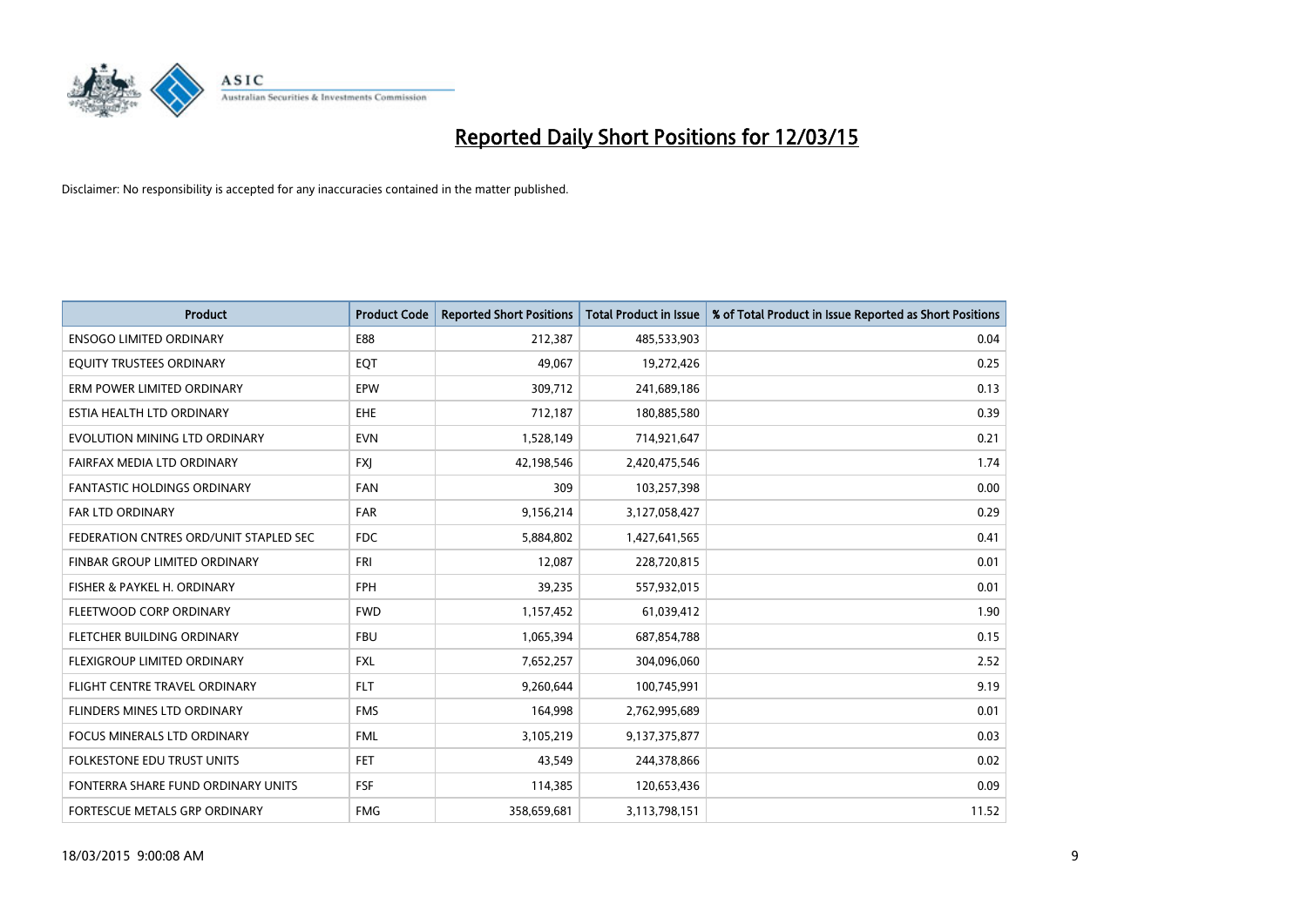# Reported Daily Short Positions for 12/03/15

Disclaimer: No responsibility is accepted for any inaccuracies contained in the matter published.

| Product | Product Code | Reported Short Positions | Total Product in Issue | % of Total Product in Issue Reported as Short Positions |
|---|---|---|---|---|
| ENSOGO LIMITED ORDINARY | E88 | 212,387 | 485,533,903 | 0.04 |
| EQUITY TRUSTEES ORDINARY | EQT | 49,067 | 19,272,426 | 0.25 |
| ERM POWER LIMITED ORDINARY | EPW | 309,712 | 241,689,186 | 0.13 |
| ESTIA HEALTH LTD ORDINARY | EHE | 712,187 | 180,885,580 | 0.39 |
| EVOLUTION MINING LTD ORDINARY | EVN | 1,528,149 | 714,921,647 | 0.21 |
| FAIRFAX MEDIA LTD ORDINARY | FXJ | 42,198,546 | 2,420,475,546 | 1.74 |
| FANTASTIC HOLDINGS ORDINARY | FAN | 309 | 103,257,398 | 0.00 |
| FAR LTD ORDINARY | FAR | 9,156,214 | 3,127,058,427 | 0.29 |
| FEDERATION CNTRES ORD/UNIT STAPLED SEC | FDC | 5,884,802 | 1,427,641,565 | 0.41 |
| FINBAR GROUP LIMITED ORDINARY | FRI | 12,087 | 228,720,815 | 0.01 |
| FISHER & PAYKEL H. ORDINARY | FPH | 39,235 | 557,932,015 | 0.01 |
| FLEETWOOD CORP ORDINARY | FWD | 1,157,452 | 61,039,412 | 1.90 |
| FLETCHER BUILDING ORDINARY | FBU | 1,065,394 | 687,854,788 | 0.15 |
| FLEXIGROUP LIMITED ORDINARY | FXL | 7,652,257 | 304,096,060 | 2.52 |
| FLIGHT CENTRE TRAVEL ORDINARY | FLT | 9,260,644 | 100,745,991 | 9.19 |
| FLINDERS MINES LTD ORDINARY | FMS | 164,998 | 2,762,995,689 | 0.01 |
| FOCUS MINERALS LTD ORDINARY | FML | 3,105,219 | 9,137,375,877 | 0.03 |
| FOLKESTONE EDU TRUST UNITS | FET | 43,549 | 244,378,866 | 0.02 |
| FONTERRA SHARE FUND ORDINARY UNITS | FSF | 114,385 | 120,653,436 | 0.09 |
| FORTESCUE METALS GRP ORDINARY | FMG | 358,659,681 | 3,113,798,151 | 11.52 |

18/03/2015 9:00:08 AM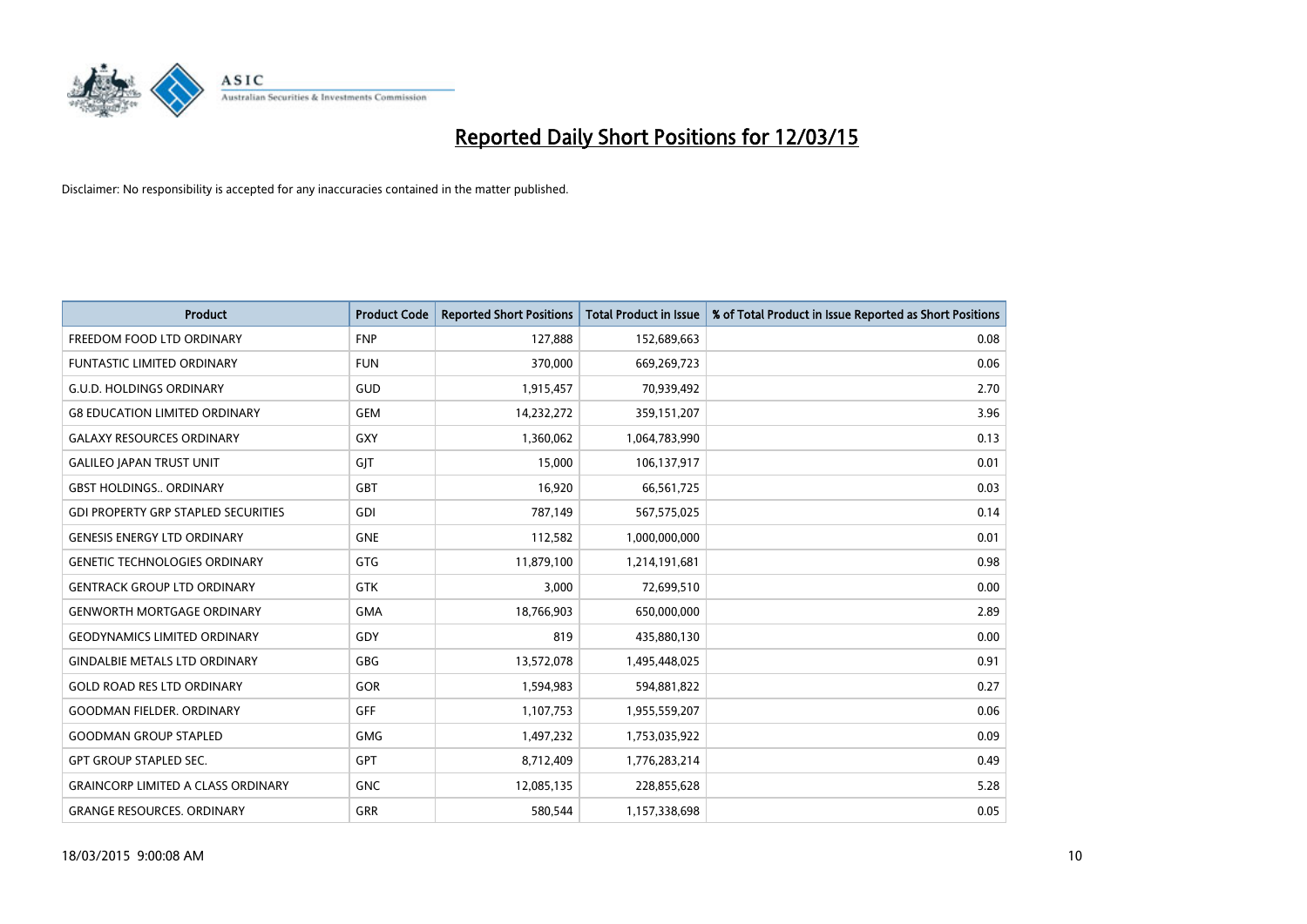# Reported Daily Short Positions for 12/03/15

Disclaimer: No responsibility is accepted for any inaccuracies contained in the matter published.

| Product | Product Code | Reported Short Positions | Total Product in Issue | % of Total Product in Issue Reported as Short Positions |
|---|---|---|---|---|
| FREEDOM FOOD LTD ORDINARY | FNP | 127,888 | 152,689,663 | 0.08 |
| FUNTASTIC LIMITED ORDINARY | FUN | 370,000 | 669,269,723 | 0.06 |
| G.U.D. HOLDINGS ORDINARY | GUD | 1,915,457 | 70,939,492 | 2.70 |
| G8 EDUCATION LIMITED ORDINARY | GEM | 14,232,272 | 359,151,207 | 3.96 |
| GALAXY RESOURCES ORDINARY | GXY | 1,360,062 | 1,064,783,990 | 0.13 |
| GALILEO JAPAN TRUST UNIT | GJT | 15,000 | 106,137,917 | 0.01 |
| GBST HOLDINGS.. ORDINARY | GBT | 16,920 | 66,561,725 | 0.03 |
| GDI PROPERTY GRP STAPLED SECURITIES | GDI | 787,149 | 567,575,025 | 0.14 |
| GENESIS ENERGY LTD ORDINARY | GNE | 112,582 | 1,000,000,000 | 0.01 |
| GENETIC TECHNOLOGIES ORDINARY | GTG | 11,879,100 | 1,214,191,681 | 0.98 |
| GENTRACK GROUP LTD ORDINARY | GTK | 3,000 | 72,699,510 | 0.00 |
| GENWORTH MORTGAGE ORDINARY | GMA | 18,766,903 | 650,000,000 | 2.89 |
| GEODYNAMICS LIMITED ORDINARY | GDY | 819 | 435,880,130 | 0.00 |
| GINDALBIE METALS LTD ORDINARY | GBG | 13,572,078 | 1,495,448,025 | 0.91 |
| GOLD ROAD RES LTD ORDINARY | GOR | 1,594,983 | 594,881,822 | 0.27 |
| GOODMAN FIELDER. ORDINARY | GFF | 1,107,753 | 1,955,559,207 | 0.06 |
| GOODMAN GROUP STAPLED | GMG | 1,497,232 | 1,753,035,922 | 0.09 |
| GPT GROUP STAPLED SEC. | GPT | 8,712,409 | 1,776,283,214 | 0.49 |
| GRAINCORP LIMITED A CLASS ORDINARY | GNC | 12,085,135 | 228,855,628 | 5.28 |
| GRANGE RESOURCES. ORDINARY | GRR | 580,544 | 1,157,338,698 | 0.05 |

18/03/2015 9:00:08 AM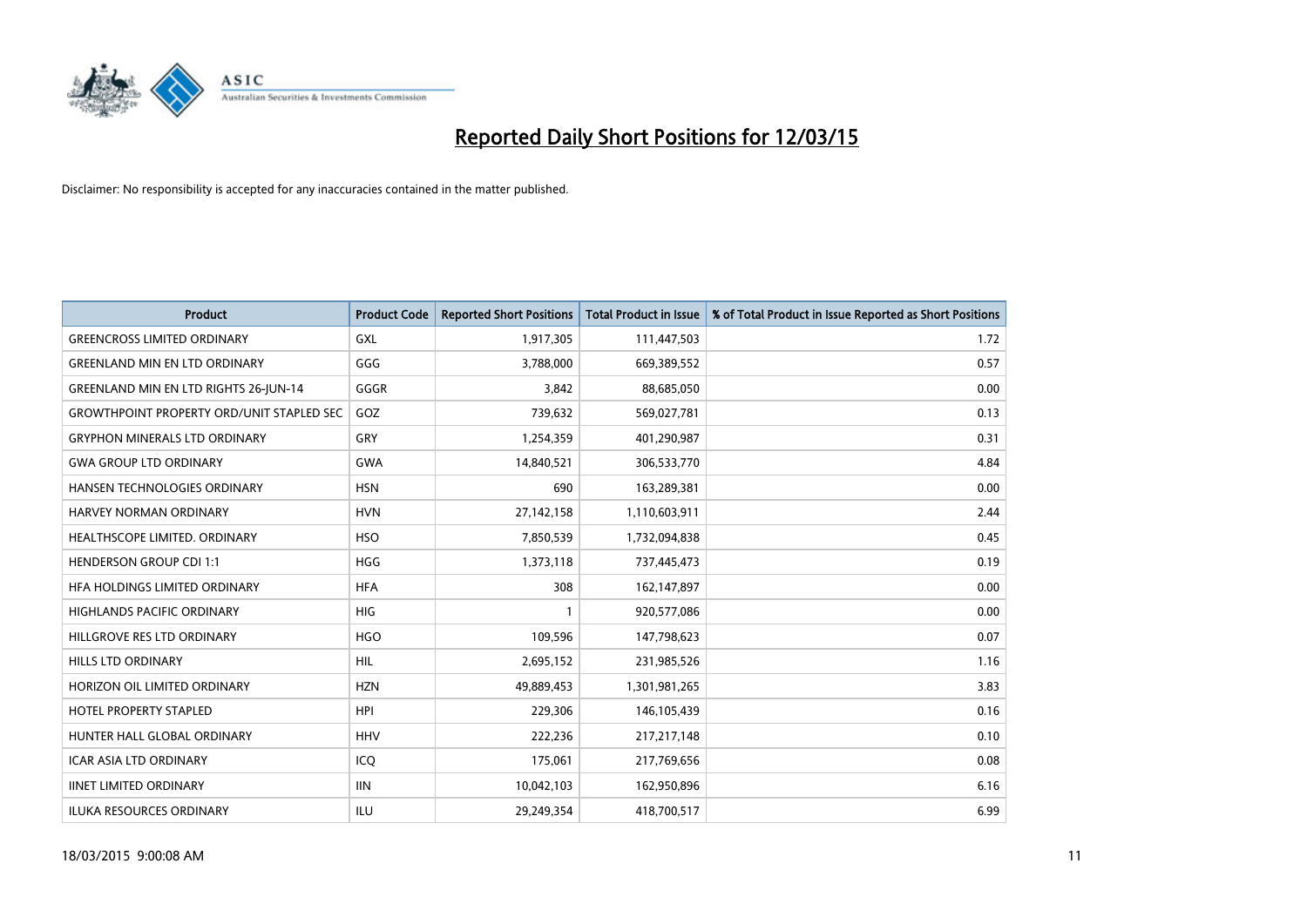# Reported Daily Short Positions for 12/03/15

Disclaimer: No responsibility is accepted for any inaccuracies contained in the matter published.

| Product | Product Code | Reported Short Positions | Total Product in Issue | % of Total Product in Issue Reported as Short Positions |
|---|---|---|---|---|
| GREENCROSS LIMITED ORDINARY | GXL | 1,917,305 | 111,447,503 | 1.72 |
| GREENLAND MIN EN LTD ORDINARY | GGG | 3,788,000 | 669,389,552 | 0.57 |
| GREENLAND MIN EN LTD RIGHTS 26-JUN-14 | GGGR | 3,842 | 88,685,050 | 0.00 |
| GROWTHPOINT PROPERTY ORD/UNIT STAPLED SEC | GOZ | 739,632 | 569,027,781 | 0.13 |
| GRYPHON MINERALS LTD ORDINARY | GRY | 1,254,359 | 401,290,987 | 0.31 |
| GWA GROUP LTD ORDINARY | GWA | 14,840,521 | 306,533,770 | 4.84 |
| HANSEN TECHNOLOGIES ORDINARY | HSN | 690 | 163,289,381 | 0.00 |
| HARVEY NORMAN ORDINARY | HVN | 27,142,158 | 1,110,603,911 | 2.44 |
| HEALTHSCOPE LIMITED. ORDINARY | HSO | 7,850,539 | 1,732,094,838 | 0.45 |
| HENDERSON GROUP CDI 1:1 | HGG | 1,373,118 | 737,445,473 | 0.19 |
| HFA HOLDINGS LIMITED ORDINARY | HFA | 308 | 162,147,897 | 0.00 |
| HIGHLANDS PACIFIC ORDINARY | HIG | 1 | 920,577,086 | 0.00 |
| HILLGROVE RES LTD ORDINARY | HGO | 109,596 | 147,798,623 | 0.07 |
| HILLS LTD ORDINARY | HIL | 2,695,152 | 231,985,526 | 1.16 |
| HORIZON OIL LIMITED ORDINARY | HZN | 49,889,453 | 1,301,981,265 | 3.83 |
| HOTEL PROPERTY STAPLED | HPI | 229,306 | 146,105,439 | 0.16 |
| HUNTER HALL GLOBAL ORDINARY | HHV | 222,236 | 217,217,148 | 0.10 |
| ICAR ASIA LTD ORDINARY | ICQ | 175,061 | 217,769,656 | 0.08 |
| IINET LIMITED ORDINARY | IIN | 10,042,103 | 162,950,896 | 6.16 |
| ILUKA RESOURCES ORDINARY | ILU | 29,249,354 | 418,700,517 | 6.99 |

18/03/2015 9:00:08 AM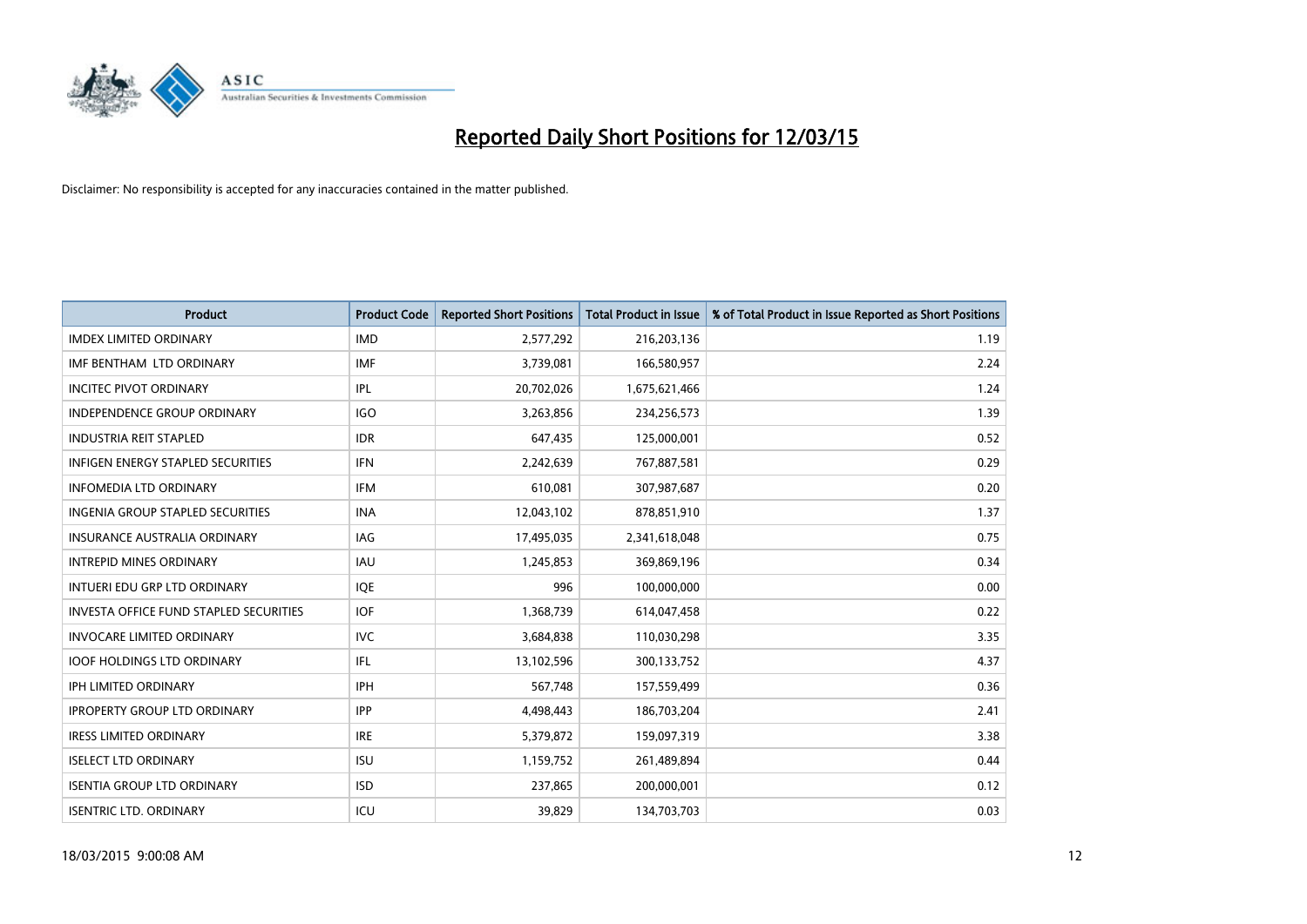# Reported Daily Short Positions for 12/03/15

Disclaimer: No responsibility is accepted for any inaccuracies contained in the matter published.

| Product | Product Code | Reported Short Positions | Total Product in Issue | % of Total Product in Issue Reported as Short Positions |
|---|---|---|---|---|
| IMDEX LIMITED ORDINARY | IMD | 2,577,292 | 216,203,136 | 1.19 |
| IMF BENTHAM LTD ORDINARY | IMF | 3,739,081 | 166,580,957 | 2.24 |
| INCITEC PIVOT ORDINARY | IPL | 20,702,026 | 1,675,621,466 | 1.24 |
| INDEPENDENCE GROUP ORDINARY | IGO | 3,263,856 | 234,256,573 | 1.39 |
| INDUSTRIA REIT STAPLED | IDR | 647,435 | 125,000,001 | 0.52 |
| INFIGEN ENERGY STAPLED SECURITIES | IFN | 2,242,639 | 767,887,581 | 0.29 |
| INFOMEDIA LTD ORDINARY | IFM | 610,081 | 307,987,687 | 0.20 |
| INGENIA GROUP STAPLED SECURITIES | INA | 12,043,102 | 878,851,910 | 1.37 |
| INSURANCE AUSTRALIA ORDINARY | IAG | 17,495,035 | 2,341,618,048 | 0.75 |
| INTREPID MINES ORDINARY | IAU | 1,245,853 | 369,869,196 | 0.34 |
| INTUERI EDU GRP LTD ORDINARY | IQE | 996 | 100,000,000 | 0.00 |
| INVESTA OFFICE FUND STAPLED SECURITIES | IOF | 1,368,739 | 614,047,458 | 0.22 |
| INVOCARE LIMITED ORDINARY | IVC | 3,684,838 | 110,030,298 | 3.35 |
| IOOF HOLDINGS LTD ORDINARY | IFL | 13,102,596 | 300,133,752 | 4.37 |
| IPH LIMITED ORDINARY | IPH | 567,748 | 157,559,499 | 0.36 |
| IPROPERTY GROUP LTD ORDINARY | IPP | 4,498,443 | 186,703,204 | 2.41 |
| IRESS LIMITED ORDINARY | IRE | 5,379,872 | 159,097,319 | 3.38 |
| ISELECT LTD ORDINARY | ISU | 1,159,752 | 261,489,894 | 0.44 |
| ISENTIA GROUP LTD ORDINARY | ISD | 237,865 | 200,000,001 | 0.12 |
| ISENTRIC LTD. ORDINARY | ICU | 39,829 | 134,703,703 | 0.03 |

18/03/2015 9:00:08 AM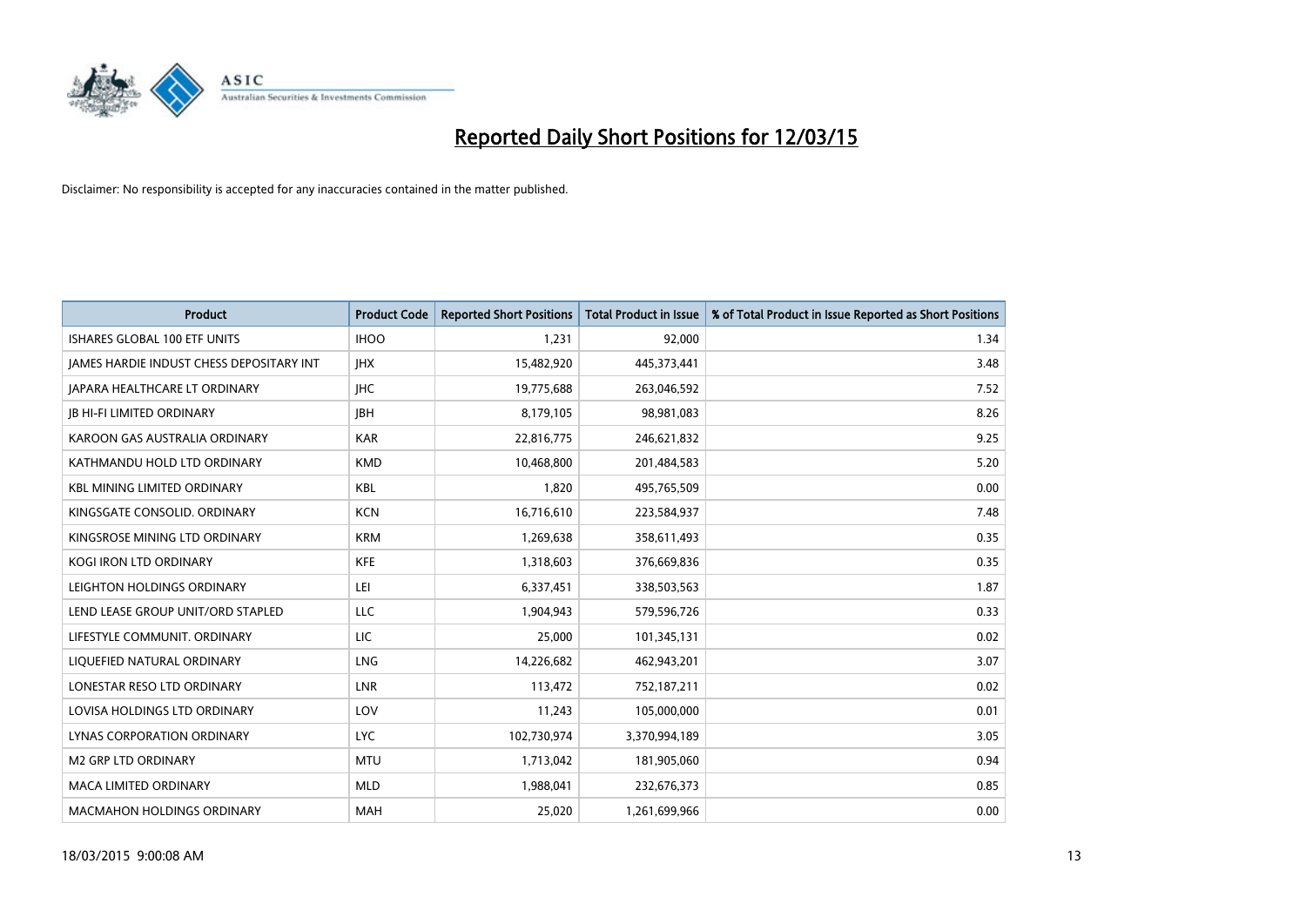# Reported Daily Short Positions for 12/03/15

Disclaimer: No responsibility is accepted for any inaccuracies contained in the matter published.

| Product | Product Code | Reported Short Positions | Total Product in Issue | % of Total Product in Issue Reported as Short Positions |
|---|---|---|---|---|
| ISHARES GLOBAL 100 ETF UNITS | IHOO | 1,231 | 92,000 | 1.34 |
| JAMES HARDIE INDUST CHESS DEPOSITARY INT | JHX | 15,482,920 | 445,373,441 | 3.48 |
| JAPARA HEALTHCARE LT ORDINARY | JHC | 19,775,688 | 263,046,592 | 7.52 |
| JB HI-FI LIMITED ORDINARY | JBH | 8,179,105 | 98,981,083 | 8.26 |
| KAROON GAS AUSTRALIA ORDINARY | KAR | 22,816,775 | 246,621,832 | 9.25 |
| KATHMANDU HOLD LTD ORDINARY | KMD | 10,468,800 | 201,484,583 | 5.20 |
| KBL MINING LIMITED ORDINARY | KBL | 1,820 | 495,765,509 | 0.00 |
| KINGSGATE CONSOLID. ORDINARY | KCN | 16,716,610 | 223,584,937 | 7.48 |
| KINGSROSE MINING LTD ORDINARY | KRM | 1,269,638 | 358,611,493 | 0.35 |
| KOGI IRON LTD ORDINARY | KFE | 1,318,603 | 376,669,836 | 0.35 |
| LEIGHTON HOLDINGS ORDINARY | LEI | 6,337,451 | 338,503,563 | 1.87 |
| LEND LEASE GROUP UNIT/ORD STAPLED | LLC | 1,904,943 | 579,596,726 | 0.33 |
| LIFESTYLE COMMUNIT. ORDINARY | LIC | 25,000 | 101,345,131 | 0.02 |
| LIQUEFIED NATURAL ORDINARY | LNG | 14,226,682 | 462,943,201 | 3.07 |
| LONESTAR RESO LTD ORDINARY | LNR | 113,472 | 752,187,211 | 0.02 |
| LOVISA HOLDINGS LTD ORDINARY | LOV | 11,243 | 105,000,000 | 0.01 |
| LYNAS CORPORATION ORDINARY | LYC | 102,730,974 | 3,370,994,189 | 3.05 |
| M2 GRP LTD ORDINARY | MTU | 1,713,042 | 181,905,060 | 0.94 |
| MACA LIMITED ORDINARY | MLD | 1,988,041 | 232,676,373 | 0.85 |
| MACMAHON HOLDINGS ORDINARY | MAH | 25,020 | 1,261,699,966 | 0.00 |

18/03/2015 9:00:08 AM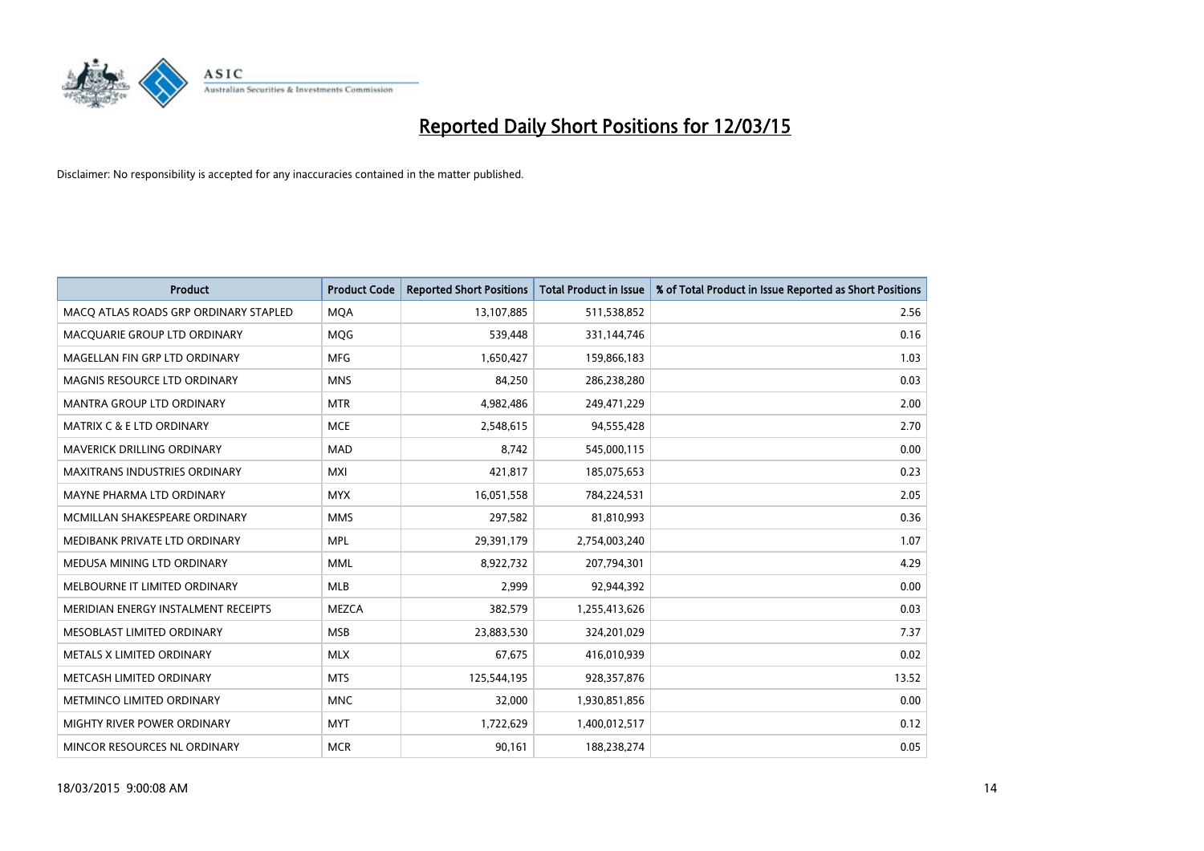# Reported Daily Short Positions for 12/03/15

Disclaimer: No responsibility is accepted for any inaccuracies contained in the matter published.

| Product | Product Code | Reported Short Positions | Total Product in Issue | % of Total Product in Issue Reported as Short Positions |
|---|---|---|---|---|
| MACQ ATLAS ROADS GRP ORDINARY STAPLED | MQA | 13,107,885 | 511,538,852 | 2.56 |
| MACQUARIE GROUP LTD ORDINARY | MQG | 539,448 | 331,144,746 | 0.16 |
| MAGELLAN FIN GRP LTD ORDINARY | MFG | 1,650,427 | 159,866,183 | 1.03 |
| MAGNIS RESOURCE LTD ORDINARY | MNS | 84,250 | 286,238,280 | 0.03 |
| MANTRA GROUP LTD ORDINARY | MTR | 4,982,486 | 249,471,229 | 2.00 |
| MATRIX C & E LTD ORDINARY | MCE | 2,548,615 | 94,555,428 | 2.70 |
| MAVERICK DRILLING ORDINARY | MAD | 8,742 | 545,000,115 | 0.00 |
| MAXITRANS INDUSTRIES ORDINARY | MXI | 421,817 | 185,075,653 | 0.23 |
| MAYNE PHARMA LTD ORDINARY | MYX | 16,051,558 | 784,224,531 | 2.05 |
| MCMILLAN SHAKESPEARE ORDINARY | MMS | 297,582 | 81,810,993 | 0.36 |
| MEDIBANK PRIVATE LTD ORDINARY | MPL | 29,391,179 | 2,754,003,240 | 1.07 |
| MEDUSA MINING LTD ORDINARY | MML | 8,922,732 | 207,794,301 | 4.29 |
| MELBOURNE IT LIMITED ORDINARY | MLB | 2,999 | 92,944,392 | 0.00 |
| MERIDIAN ENERGY INSTALMENT RECEIPTS | MEZCA | 382,579 | 1,255,413,626 | 0.03 |
| MESOBLAST LIMITED ORDINARY | MSB | 23,883,530 | 324,201,029 | 7.37 |
| METALS X LIMITED ORDINARY | MLX | 67,675 | 416,010,939 | 0.02 |
| METCASH LIMITED ORDINARY | MTS | 125,544,195 | 928,357,876 | 13.52 |
| METMINCO LIMITED ORDINARY | MNC | 32,000 | 1,930,851,856 | 0.00 |
| MIGHTY RIVER POWER ORDINARY | MYT | 1,722,629 | 1,400,012,517 | 0.12 |
| MINCOR RESOURCES NL ORDINARY | MCR | 90,161 | 188,238,274 | 0.05 |

18/03/2015 9:00:08 AM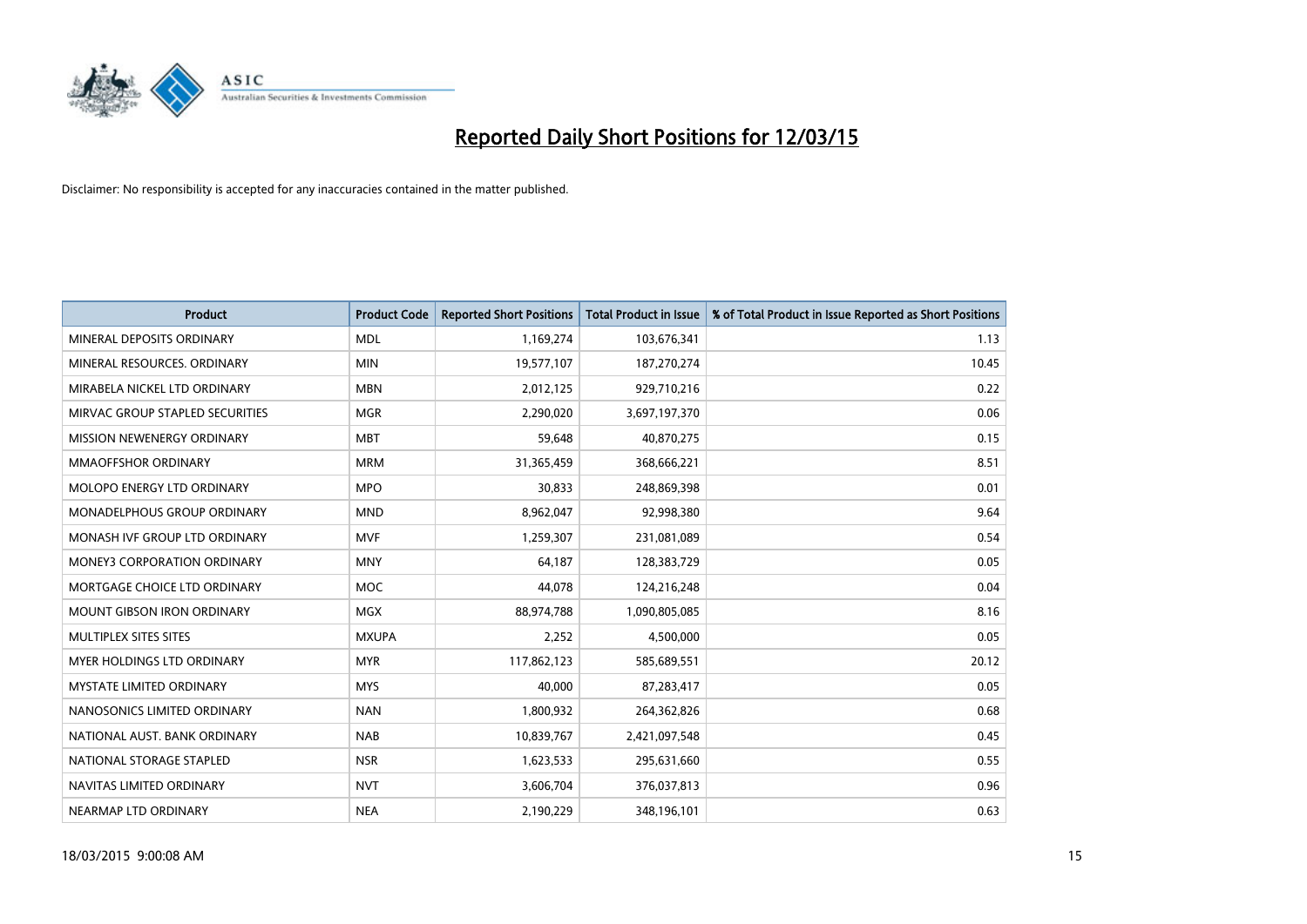# Reported Daily Short Positions for 12/03/15

Disclaimer: No responsibility is accepted for any inaccuracies contained in the matter published.

| Product | Product Code | Reported Short Positions | Total Product in Issue | % of Total Product in Issue Reported as Short Positions |
|---|---|---|---|---|
| MINERAL DEPOSITS ORDINARY | MDL | 1,169,274 | 103,676,341 | 1.13 |
| MINERAL RESOURCES. ORDINARY | MIN | 19,577,107 | 187,270,274 | 10.45 |
| MIRABELA NICKEL LTD ORDINARY | MBN | 2,012,125 | 929,710,216 | 0.22 |
| MIRVAC GROUP STAPLED SECURITIES | MGR | 2,290,020 | 3,697,197,370 | 0.06 |
| MISSION NEWENERGY ORDINARY | MBT | 59,648 | 40,870,275 | 0.15 |
| MMAOFFSHOR ORDINARY | MRM | 31,365,459 | 368,666,221 | 8.51 |
| MOLOPO ENERGY LTD ORDINARY | MPO | 30,833 | 248,869,398 | 0.01 |
| MONADELPHOUS GROUP ORDINARY | MND | 8,962,047 | 92,998,380 | 9.64 |
| MONASH IVF GROUP LTD ORDINARY | MVF | 1,259,307 | 231,081,089 | 0.54 |
| MONEY3 CORPORATION ORDINARY | MNY | 64,187 | 128,383,729 | 0.05 |
| MORTGAGE CHOICE LTD ORDINARY | MOC | 44,078 | 124,216,248 | 0.04 |
| MOUNT GIBSON IRON ORDINARY | MGX | 88,974,788 | 1,090,805,085 | 8.16 |
| MULTIPLEX SITES SITES | MXUPA | 2,252 | 4,500,000 | 0.05 |
| MYER HOLDINGS LTD ORDINARY | MYR | 117,862,123 | 585,689,551 | 20.12 |
| MYSTATE LIMITED ORDINARY | MYS | 40,000 | 87,283,417 | 0.05 |
| NANOSONICS LIMITED ORDINARY | NAN | 1,800,932 | 264,362,826 | 0.68 |
| NATIONAL AUST. BANK ORDINARY | NAB | 10,839,767 | 2,421,097,548 | 0.45 |
| NATIONAL STORAGE STAPLED | NSR | 1,623,533 | 295,631,660 | 0.55 |
| NAVITAS LIMITED ORDINARY | NVT | 3,606,704 | 376,037,813 | 0.96 |
| NEARMAP LTD ORDINARY | NEA | 2,190,229 | 348,196,101 | 0.63 |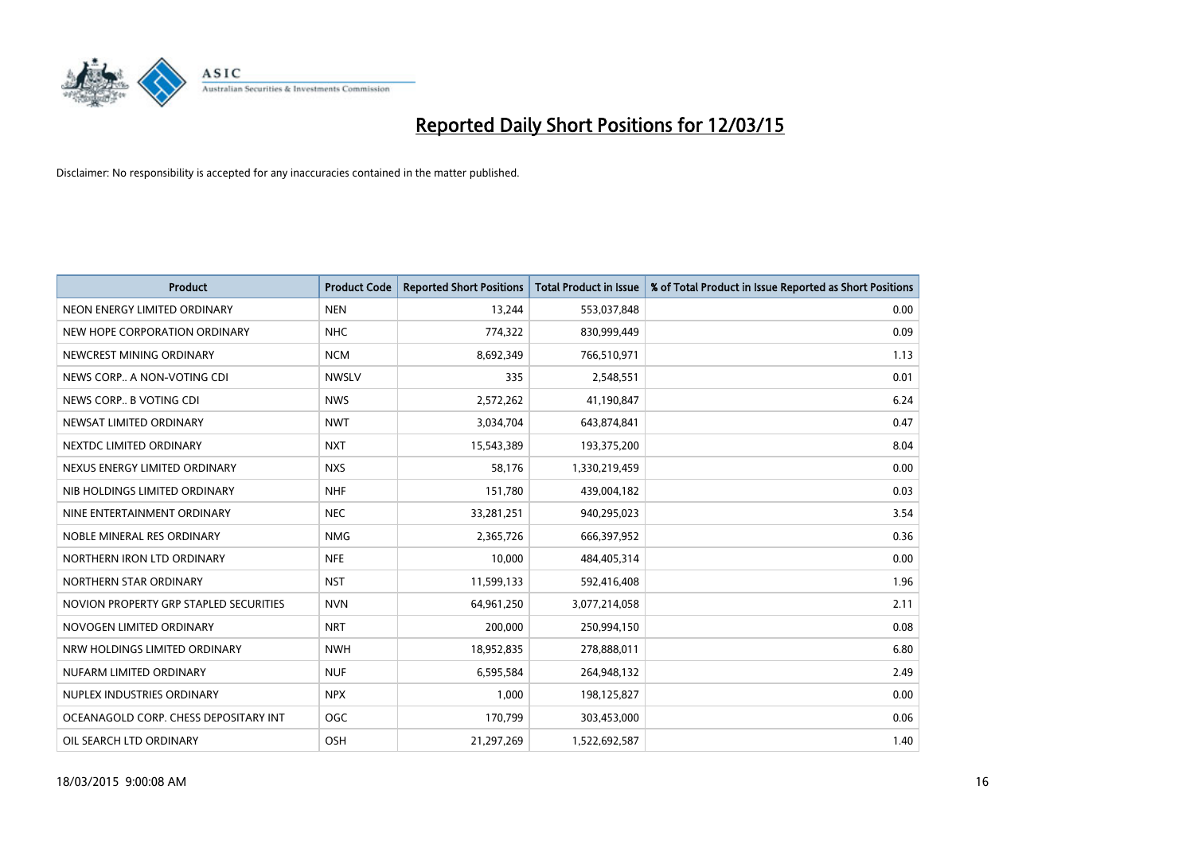# Reported Daily Short Positions for 12/03/15

Disclaimer: No responsibility is accepted for any inaccuracies contained in the matter published.

| Product | Product Code | Reported Short Positions | Total Product in Issue | % of Total Product in Issue Reported as Short Positions |
|---|---|---|---|---|
| NEON ENERGY LIMITED ORDINARY | NEN | 13,244 | 553,037,848 | 0.00 |
| NEW HOPE CORPORATION ORDINARY | NHC | 774,322 | 830,999,449 | 0.09 |
| NEWCREST MINING ORDINARY | NCM | 8,692,349 | 766,510,971 | 1.13 |
| NEWS CORP.. A NON-VOTING CDI | NWSLV | 335 | 2,548,551 | 0.01 |
| NEWS CORP.. B VOTING CDI | NWS | 2,572,262 | 41,190,847 | 6.24 |
| NEWSAT LIMITED ORDINARY | NWT | 3,034,704 | 643,874,841 | 0.47 |
| NEXTDC LIMITED ORDINARY | NXT | 15,543,389 | 193,375,200 | 8.04 |
| NEXUS ENERGY LIMITED ORDINARY | NXS | 58,176 | 1,330,219,459 | 0.00 |
| NIB HOLDINGS LIMITED ORDINARY | NHF | 151,780 | 439,004,182 | 0.03 |
| NINE ENTERTAINMENT ORDINARY | NEC | 33,281,251 | 940,295,023 | 3.54 |
| NOBLE MINERAL RES ORDINARY | NMG | 2,365,726 | 666,397,952 | 0.36 |
| NORTHERN IRON LTD ORDINARY | NFE | 10,000 | 484,405,314 | 0.00 |
| NORTHERN STAR ORDINARY | NST | 11,599,133 | 592,416,408 | 1.96 |
| NOVION PROPERTY GRP STAPLED SECURITIES | NVN | 64,961,250 | 3,077,214,058 | 2.11 |
| NOVOGEN LIMITED ORDINARY | NRT | 200,000 | 250,994,150 | 0.08 |
| NRW HOLDINGS LIMITED ORDINARY | NWH | 18,952,835 | 278,888,011 | 6.80 |
| NUFARM LIMITED ORDINARY | NUF | 6,595,584 | 264,948,132 | 2.49 |
| NUPLEX INDUSTRIES ORDINARY | NPX | 1,000 | 198,125,827 | 0.00 |
| OCEANAGOLD CORP. CHESS DEPOSITARY INT | OGC | 170,799 | 303,453,000 | 0.06 |
| OIL SEARCH LTD ORDINARY | OSH | 21,297,269 | 1,522,692,587 | 1.40 |

18/03/2015 9:00:08 AM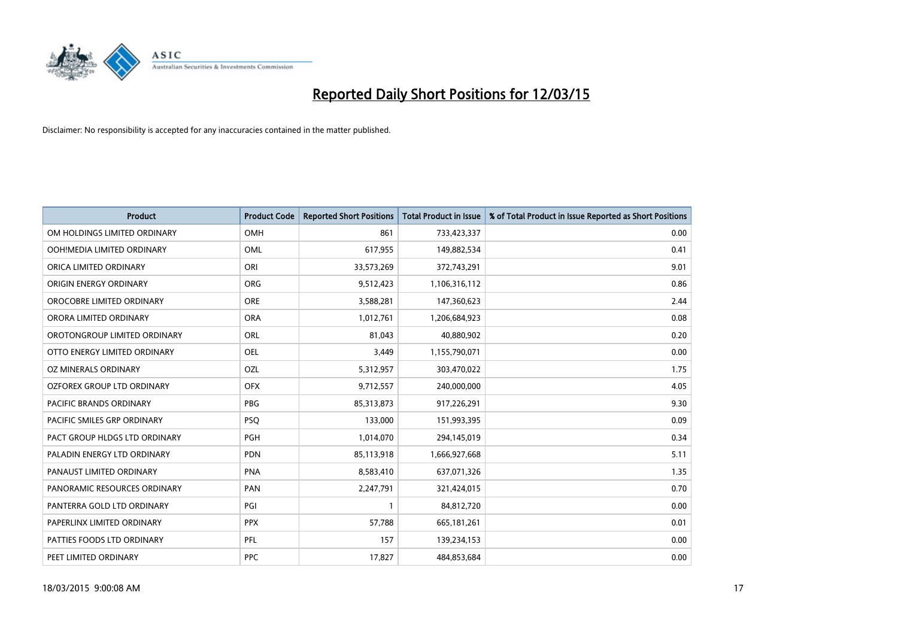# Reported Daily Short Positions for 12/03/15

Disclaimer: No responsibility is accepted for any inaccuracies contained in the matter published.

| Product | Product Code | Reported Short Positions | Total Product in Issue | % of Total Product in Issue Reported as Short Positions |
|---|---|---|---|---|
| OM HOLDINGS LIMITED ORDINARY | OMH | 861 | 733,423,337 | 0.00 |
| OOH!MEDIA LIMITED ORDINARY | OML | 617,955 | 149,882,534 | 0.41 |
| ORICA LIMITED ORDINARY | ORI | 33,573,269 | 372,743,291 | 9.01 |
| ORIGIN ENERGY ORDINARY | ORG | 9,512,423 | 1,106,316,112 | 0.86 |
| OROCOBRE LIMITED ORDINARY | ORE | 3,588,281 | 147,360,623 | 2.44 |
| ORORA LIMITED ORDINARY | ORA | 1,012,761 | 1,206,684,923 | 0.08 |
| OROTONGROUP LIMITED ORDINARY | ORL | 81,043 | 40,880,902 | 0.20 |
| OTTO ENERGY LIMITED ORDINARY | OEL | 3,449 | 1,155,790,071 | 0.00 |
| OZ MINERALS ORDINARY | OZL | 5,312,957 | 303,470,022 | 1.75 |
| OZFOREX GROUP LTD ORDINARY | OFX | 9,712,557 | 240,000,000 | 4.05 |
| PACIFIC BRANDS ORDINARY | PBG | 85,313,873 | 917,226,291 | 9.30 |
| PACIFIC SMILES GRP ORDINARY | PSQ | 133,000 | 151,993,395 | 0.09 |
| PACT GROUP HLDGS LTD ORDINARY | PGH | 1,014,070 | 294,145,019 | 0.34 |
| PALADIN ENERGY LTD ORDINARY | PDN | 85,113,918 | 1,666,927,668 | 5.11 |
| PANAUST LIMITED ORDINARY | PNA | 8,583,410 | 637,071,326 | 1.35 |
| PANORAMIC RESOURCES ORDINARY | PAN | 2,247,791 | 321,424,015 | 0.70 |
| PANTERRA GOLD LTD ORDINARY | PGI | 1 | 84,812,720 | 0.00 |
| PAPERLINX LIMITED ORDINARY | PPX | 57,788 | 665,181,261 | 0.01 |
| PATTIES FOODS LTD ORDINARY | PFL | 157 | 139,234,153 | 0.00 |
| PEET LIMITED ORDINARY | PPC | 17,827 | 484,853,684 | 0.00 |

18/03/2015 9:00:08 AM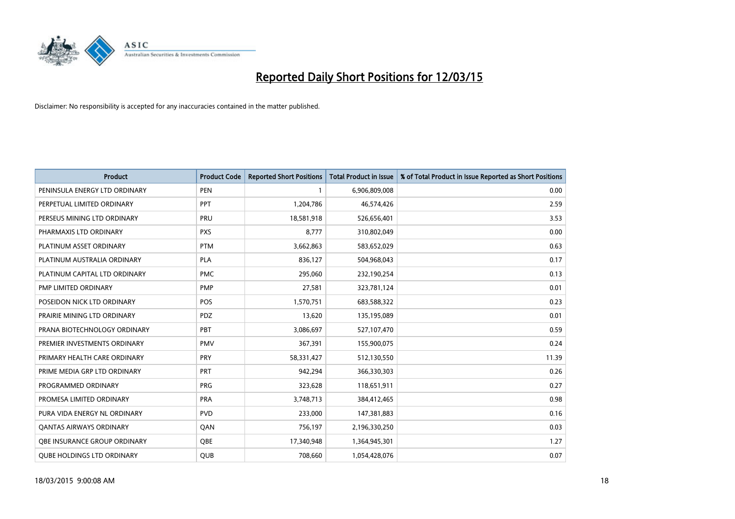# Reported Daily Short Positions for 12/03/15

Disclaimer: No responsibility is accepted for any inaccuracies contained in the matter published.

| Product | Product Code | Reported Short Positions | Total Product in Issue | % of Total Product in Issue Reported as Short Positions |
|---|---|---|---|---|
| PENINSULA ENERGY LTD ORDINARY | PEN | 1 | 6,906,809,008 | 0.00 |
| PERPETUAL LIMITED ORDINARY | PPT | 1,204,786 | 46,574,426 | 2.59 |
| PERSEUS MINING LTD ORDINARY | PRU | 18,581,918 | 526,656,401 | 3.53 |
| PHARMAXIS LTD ORDINARY | PXS | 8,777 | 310,802,049 | 0.00 |
| PLATINUM ASSET ORDINARY | PTM | 3,662,863 | 583,652,029 | 0.63 |
| PLATINUM AUSTRALIA ORDINARY | PLA | 836,127 | 504,968,043 | 0.17 |
| PLATINUM CAPITAL LTD ORDINARY | PMC | 295,060 | 232,190,254 | 0.13 |
| PMP LIMITED ORDINARY | PMP | 27,581 | 323,781,124 | 0.01 |
| POSEIDON NICK LTD ORDINARY | POS | 1,570,751 | 683,588,322 | 0.23 |
| PRAIRIE MINING LTD ORDINARY | PDZ | 13,620 | 135,195,089 | 0.01 |
| PRANA BIOTECHNOLOGY ORDINARY | PBT | 3,086,697 | 527,107,470 | 0.59 |
| PREMIER INVESTMENTS ORDINARY | PMV | 367,391 | 155,900,075 | 0.24 |
| PRIMARY HEALTH CARE ORDINARY | PRY | 58,331,427 | 512,130,550 | 11.39 |
| PRIME MEDIA GRP LTD ORDINARY | PRT | 942,294 | 366,330,303 | 0.26 |
| PROGRAMMED ORDINARY | PRG | 323,628 | 118,651,911 | 0.27 |
| PROMESA LIMITED ORDINARY | PRA | 3,748,713 | 384,412,465 | 0.98 |
| PURA VIDA ENERGY NL ORDINARY | PVD | 233,000 | 147,381,883 | 0.16 |
| QANTAS AIRWAYS ORDINARY | QAN | 756,197 | 2,196,330,250 | 0.03 |
| QBE INSURANCE GROUP ORDINARY | QBE | 17,340,948 | 1,364,945,301 | 1.27 |
| QUBE HOLDINGS LTD ORDINARY | QUB | 708,660 | 1,054,428,076 | 0.07 |

18/03/2015 9:00:08 AM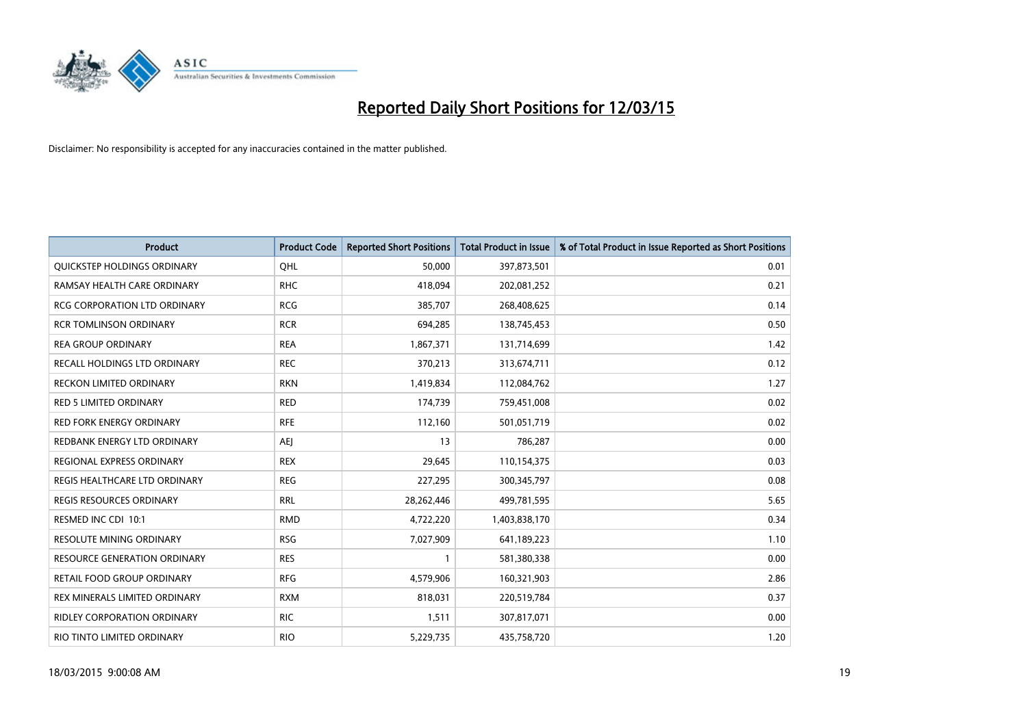# Reported Daily Short Positions for 12/03/15

Disclaimer: No responsibility is accepted for any inaccuracies contained in the matter published.

| Product | Product Code | Reported Short Positions | Total Product in Issue | % of Total Product in Issue Reported as Short Positions |
|---|---|---|---|---|
| QUICKSTEP HOLDINGS ORDINARY | QHL | 50,000 | 397,873,501 | 0.01 |
| RAMSAY HEALTH CARE ORDINARY | RHC | 418,094 | 202,081,252 | 0.21 |
| RCG CORPORATION LTD ORDINARY | RCG | 385,707 | 268,408,625 | 0.14 |
| RCR TOMLINSON ORDINARY | RCR | 694,285 | 138,745,453 | 0.50 |
| REA GROUP ORDINARY | REA | 1,867,371 | 131,714,699 | 1.42 |
| RECALL HOLDINGS LTD ORDINARY | REC | 370,213 | 313,674,711 | 0.12 |
| RECKON LIMITED ORDINARY | RKN | 1,419,834 | 112,084,762 | 1.27 |
| RED 5 LIMITED ORDINARY | RED | 174,739 | 759,451,008 | 0.02 |
| RED FORK ENERGY ORDINARY | RFE | 112,160 | 501,051,719 | 0.02 |
| REDBANK ENERGY LTD ORDINARY | AEJ | 13 | 786,287 | 0.00 |
| REGIONAL EXPRESS ORDINARY | REX | 29,645 | 110,154,375 | 0.03 |
| REGIS HEALTHCARE LTD ORDINARY | REG | 227,295 | 300,345,797 | 0.08 |
| REGIS RESOURCES ORDINARY | RRL | 28,262,446 | 499,781,595 | 5.65 |
| RESMED INC CDI 10:1 | RMD | 4,722,220 | 1,403,838,170 | 0.34 |
| RESOLUTE MINING ORDINARY | RSG | 7,027,909 | 641,189,223 | 1.10 |
| RESOURCE GENERATION ORDINARY | RES | 1 | 581,380,338 | 0.00 |
| RETAIL FOOD GROUP ORDINARY | RFG | 4,579,906 | 160,321,903 | 2.86 |
| REX MINERALS LIMITED ORDINARY | RXM | 818,031 | 220,519,784 | 0.37 |
| RIDLEY CORPORATION ORDINARY | RIC | 1,511 | 307,817,071 | 0.00 |
| RIO TINTO LIMITED ORDINARY | RIO | 5,229,735 | 435,758,720 | 1.20 |

18/03/2015 9:00:08 AM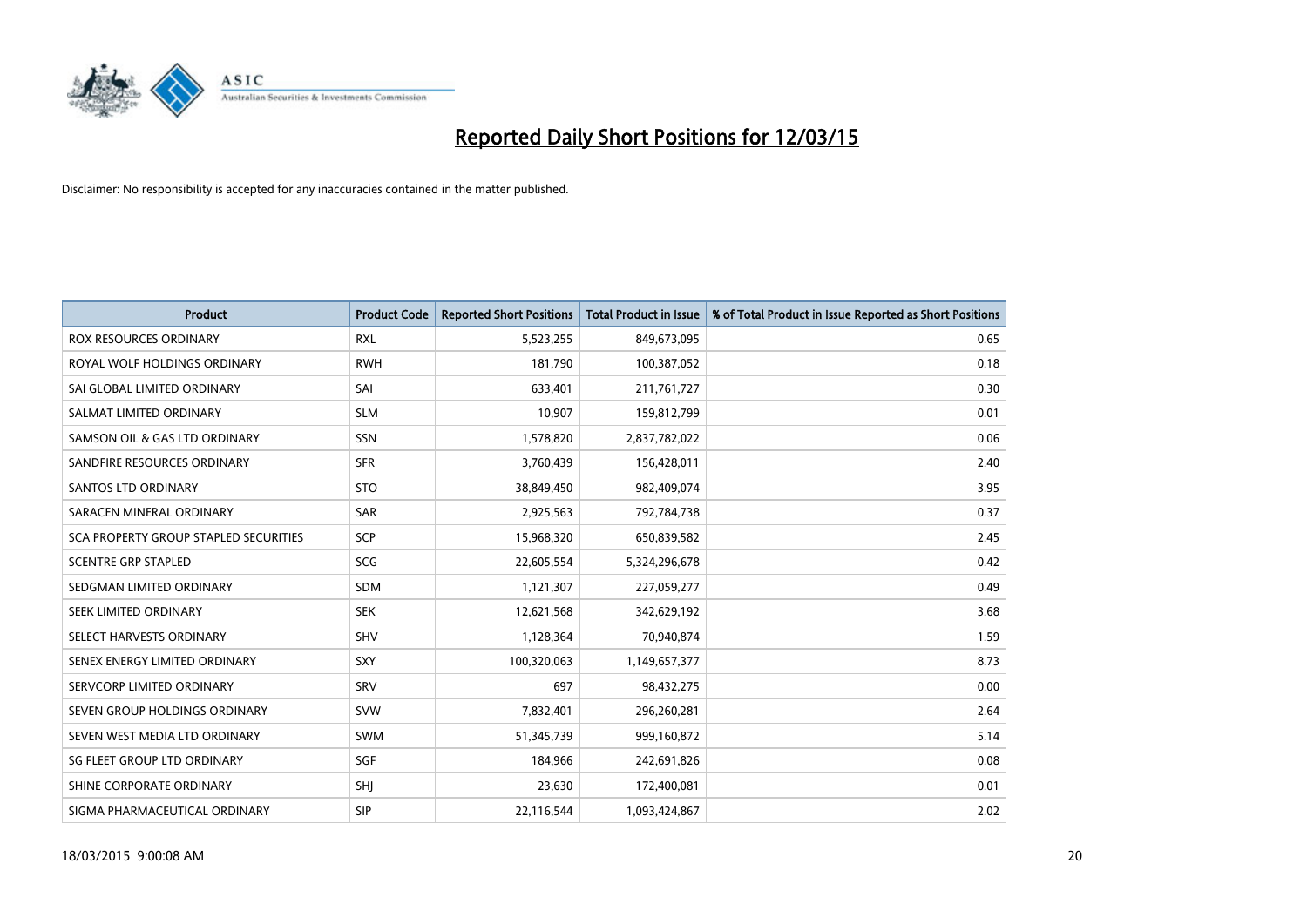# Reported Daily Short Positions for 12/03/15

Disclaimer: No responsibility is accepted for any inaccuracies contained in the matter published.

| Product | Product Code | Reported Short Positions | Total Product in Issue | % of Total Product in Issue Reported as Short Positions |
|---|---|---|---|---|
| ROX RESOURCES ORDINARY | RXL | 5,523,255 | 849,673,095 | 0.65 |
| ROYAL WOLF HOLDINGS ORDINARY | RWH | 181,790 | 100,387,052 | 0.18 |
| SAI GLOBAL LIMITED ORDINARY | SAI | 633,401 | 211,761,727 | 0.30 |
| SALMAT LIMITED ORDINARY | SLM | 10,907 | 159,812,799 | 0.01 |
| SAMSON OIL & GAS LTD ORDINARY | SSN | 1,578,820 | 2,837,782,022 | 0.06 |
| SANDFIRE RESOURCES ORDINARY | SFR | 3,760,439 | 156,428,011 | 2.40 |
| SANTOS LTD ORDINARY | STO | 38,849,450 | 982,409,074 | 3.95 |
| SARACEN MINERAL ORDINARY | SAR | 2,925,563 | 792,784,738 | 0.37 |
| SCA PROPERTY GROUP STAPLED SECURITIES | SCP | 15,968,320 | 650,839,582 | 2.45 |
| SCENTRE GRP STAPLED | SCG | 22,605,554 | 5,324,296,678 | 0.42 |
| SEDGMAN LIMITED ORDINARY | SDM | 1,121,307 | 227,059,277 | 0.49 |
| SEEK LIMITED ORDINARY | SEK | 12,621,568 | 342,629,192 | 3.68 |
| SELECT HARVESTS ORDINARY | SHV | 1,128,364 | 70,940,874 | 1.59 |
| SENEX ENERGY LIMITED ORDINARY | SXY | 100,320,063 | 1,149,657,377 | 8.73 |
| SERVCORP LIMITED ORDINARY | SRV | 697 | 98,432,275 | 0.00 |
| SEVEN GROUP HOLDINGS ORDINARY | SVW | 7,832,401 | 296,260,281 | 2.64 |
| SEVEN WEST MEDIA LTD ORDINARY | SWM | 51,345,739 | 999,160,872 | 5.14 |
| SG FLEET GROUP LTD ORDINARY | SGF | 184,966 | 242,691,826 | 0.08 |
| SHINE CORPORATE ORDINARY | SHJ | 23,630 | 172,400,081 | 0.01 |
| SIGMA PHARMACEUTICAL ORDINARY | SIP | 22,116,544 | 1,093,424,867 | 2.02 |

18/03/2015 9:00:08 AM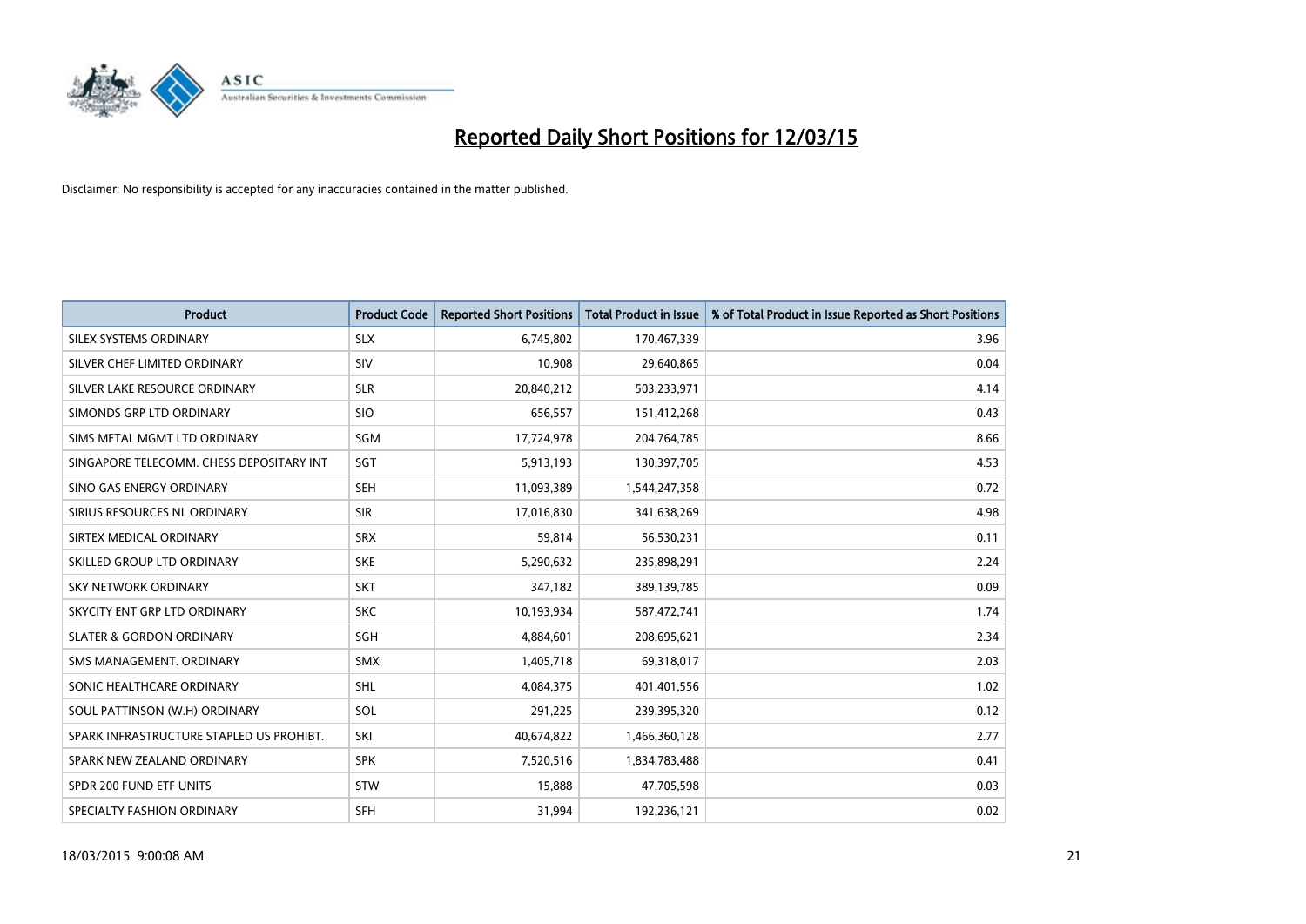# Reported Daily Short Positions for 12/03/15

Disclaimer: No responsibility is accepted for any inaccuracies contained in the matter published.

| Product | Product Code | Reported Short Positions | Total Product in Issue | % of Total Product in Issue Reported as Short Positions |
|---|---|---|---|---|
| SILEX SYSTEMS ORDINARY | SLX | 6,745,802 | 170,467,339 | 3.96 |
| SILVER CHEF LIMITED ORDINARY | SIV | 10,908 | 29,640,865 | 0.04 |
| SILVER LAKE RESOURCE ORDINARY | SLR | 20,840,212 | 503,233,971 | 4.14 |
| SIMONDS GRP LTD ORDINARY | SIO | 656,557 | 151,412,268 | 0.43 |
| SIMS METAL MGMT LTD ORDINARY | SGM | 17,724,978 | 204,764,785 | 8.66 |
| SINGAPORE TELECOMM. CHESS DEPOSITARY INT | SGT | 5,913,193 | 130,397,705 | 4.53 |
| SINO GAS ENERGY ORDINARY | SEH | 11,093,389 | 1,544,247,358 | 0.72 |
| SIRIUS RESOURCES NL ORDINARY | SIR | 17,016,830 | 341,638,269 | 4.98 |
| SIRTEX MEDICAL ORDINARY | SRX | 59,814 | 56,530,231 | 0.11 |
| SKILLED GROUP LTD ORDINARY | SKE | 5,290,632 | 235,898,291 | 2.24 |
| SKY NETWORK ORDINARY | SKT | 347,182 | 389,139,785 | 0.09 |
| SKYCITY ENT GRP LTD ORDINARY | SKC | 10,193,934 | 587,472,741 | 1.74 |
| SLATER & GORDON ORDINARY | SGH | 4,884,601 | 208,695,621 | 2.34 |
| SMS MANAGEMENT. ORDINARY | SMX | 1,405,718 | 69,318,017 | 2.03 |
| SONIC HEALTHCARE ORDINARY | SHL | 4,084,375 | 401,401,556 | 1.02 |
| SOUL PATTINSON (W.H) ORDINARY | SOL | 291,225 | 239,395,320 | 0.12 |
| SPARK INFRASTRUCTURE STAPLED US PROHIBT. | SKI | 40,674,822 | 1,466,360,128 | 2.77 |
| SPARK NEW ZEALAND ORDINARY | SPK | 7,520,516 | 1,834,783,488 | 0.41 |
| SPDR 200 FUND ETF UNITS | STW | 15,888 | 47,705,598 | 0.03 |
| SPECIALTY FASHION ORDINARY | SFH | 31,994 | 192,236,121 | 0.02 |

18/03/2015 9:00:08 AM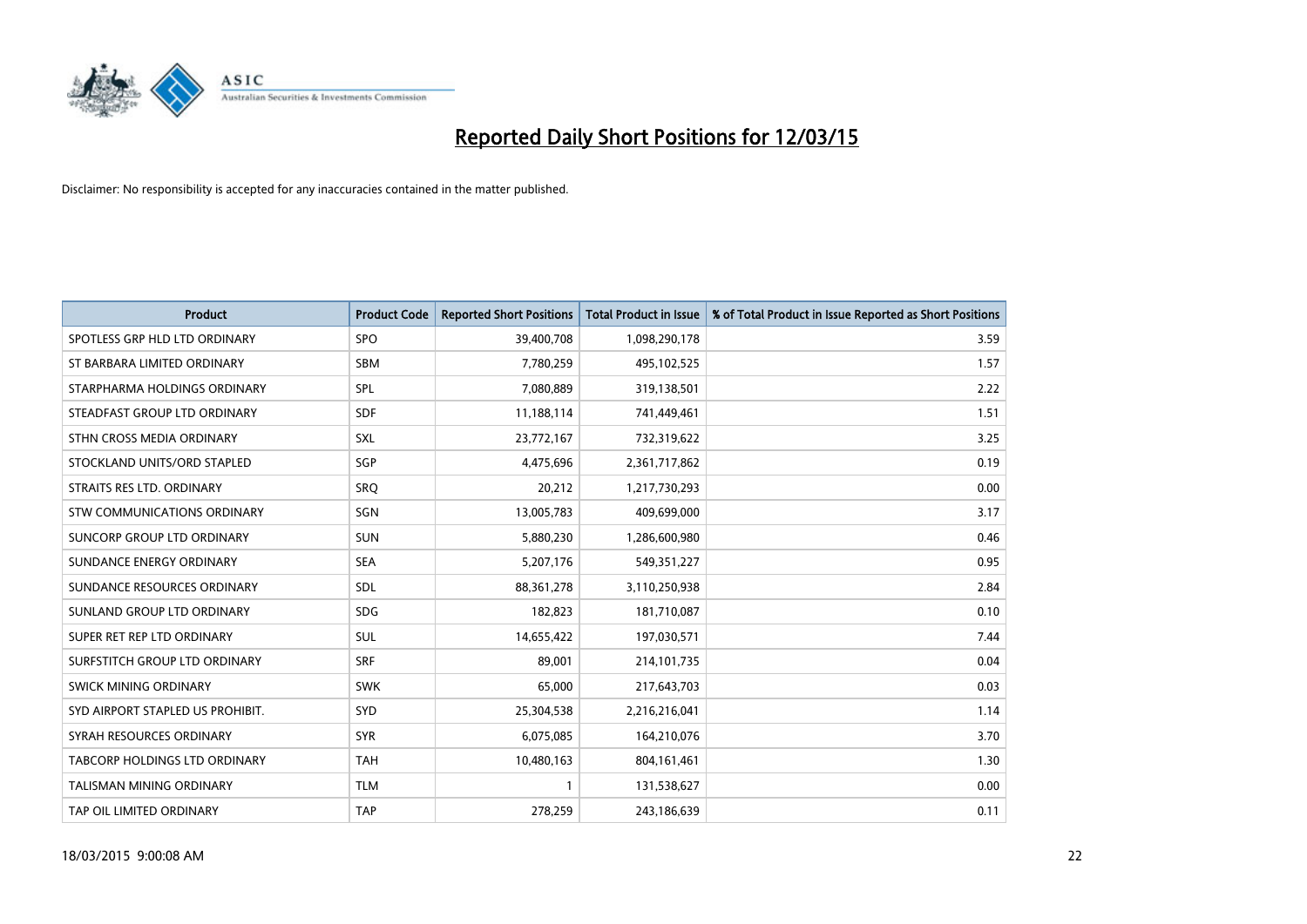# Reported Daily Short Positions for 12/03/15

Disclaimer: No responsibility is accepted for any inaccuracies contained in the matter published.

| Product | Product Code | Reported Short Positions | Total Product in Issue | % of Total Product in Issue Reported as Short Positions |
|---|---|---|---|---|
| SPOTLESS GRP HLD LTD ORDINARY | SPO | 39,400,708 | 1,098,290,178 | 3.59 |
| ST BARBARA LIMITED ORDINARY | SBM | 7,780,259 | 495,102,525 | 1.57 |
| STARPHARMA HOLDINGS ORDINARY | SPL | 7,080,889 | 319,138,501 | 2.22 |
| STEADFAST GROUP LTD ORDINARY | SDF | 11,188,114 | 741,449,461 | 1.51 |
| STHN CROSS MEDIA ORDINARY | SXL | 23,772,167 | 732,319,622 | 3.25 |
| STOCKLAND UNITS/ORD STAPLED | SGP | 4,475,696 | 2,361,717,862 | 0.19 |
| STRAITS RES LTD. ORDINARY | SRQ | 20,212 | 1,217,730,293 | 0.00 |
| STW COMMUNICATIONS ORDINARY | SGN | 13,005,783 | 409,699,000 | 3.17 |
| SUNCORP GROUP LTD ORDINARY | SUN | 5,880,230 | 1,286,600,980 | 0.46 |
| SUNDANCE ENERGY ORDINARY | SEA | 5,207,176 | 549,351,227 | 0.95 |
| SUNDANCE RESOURCES ORDINARY | SDL | 88,361,278 | 3,110,250,938 | 2.84 |
| SUNLAND GROUP LTD ORDINARY | SDG | 182,823 | 181,710,087 | 0.10 |
| SUPER RET REP LTD ORDINARY | SUL | 14,655,422 | 197,030,571 | 7.44 |
| SURFSTITCH GROUP LTD ORDINARY | SRF | 89,001 | 214,101,735 | 0.04 |
| SWICK MINING ORDINARY | SWK | 65,000 | 217,643,703 | 0.03 |
| SYD AIRPORT STAPLED US PROHIBIT. | SYD | 25,304,538 | 2,216,216,041 | 1.14 |
| SYRAH RESOURCES ORDINARY | SYR | 6,075,085 | 164,210,076 | 3.70 |
| TABCORP HOLDINGS LTD ORDINARY | TAH | 10,480,163 | 804,161,461 | 1.30 |
| TALISMAN MINING ORDINARY | TLM | 1 | 131,538,627 | 0.00 |
| TAP OIL LIMITED ORDINARY | TAP | 278,259 | 243,186,639 | 0.11 |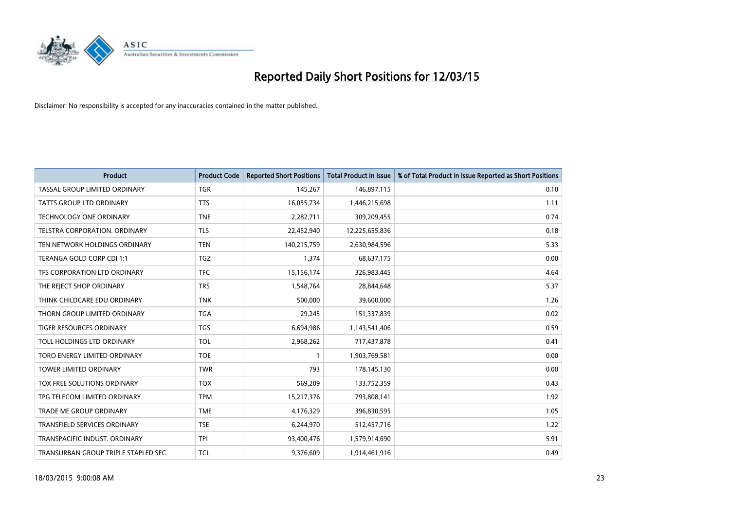# Reported Daily Short Positions for 12/03/15

Disclaimer: No responsibility is accepted for any inaccuracies contained in the matter published.

| Product | Product Code | Reported Short Positions | Total Product in Issue | % of Total Product in Issue Reported as Short Positions |
|---|---|---|---|---|
| TASSAL GROUP LIMITED ORDINARY | TGR | 145,267 | 146,897,115 | 0.10 |
| TATTS GROUP LTD ORDINARY | TTS | 16,055,734 | 1,446,215,698 | 1.11 |
| TECHNOLOGY ONE ORDINARY | TNE | 2,282,711 | 309,209,455 | 0.74 |
| TELSTRA CORPORATION. ORDINARY | TLS | 22,452,940 | 12,225,655,836 | 0.18 |
| TEN NETWORK HOLDINGS ORDINARY | TEN | 140,215,759 | 2,630,984,596 | 5.33 |
| TERANGA GOLD CORP CDI 1:1 | TGZ | 1,374 | 68,637,175 | 0.00 |
| TFS CORPORATION LTD ORDINARY | TFC | 15,156,174 | 326,983,445 | 4.64 |
| THE REJECT SHOP ORDINARY | TRS | 1,548,764 | 28,844,648 | 5.37 |
| THINK CHILDCARE EDU ORDINARY | TNK | 500,000 | 39,600,000 | 1.26 |
| THORN GROUP LIMITED ORDINARY | TGA | 29,245 | 151,337,839 | 0.02 |
| TIGER RESOURCES ORDINARY | TGS | 6,694,986 | 1,143,541,406 | 0.59 |
| TOLL HOLDINGS LTD ORDINARY | TOL | 2,968,262 | 717,437,878 | 0.41 |
| TORO ENERGY LIMITED ORDINARY | TOE | 1 | 1,903,769,581 | 0.00 |
| TOWER LIMITED ORDINARY | TWR | 793 | 178,145,130 | 0.00 |
| TOX FREE SOLUTIONS ORDINARY | TOX | 569,209 | 133,752,359 | 0.43 |
| TPG TELECOM LIMITED ORDINARY | TPM | 15,217,376 | 793,808,141 | 1.92 |
| TRADE ME GROUP ORDINARY | TME | 4,176,329 | 396,830,595 | 1.05 |
| TRANSFIELD SERVICES ORDINARY | TSE | 6,244,970 | 512,457,716 | 1.22 |
| TRANSPACIFIC INDUST. ORDINARY | TPI | 93,400,476 | 1,579,914,690 | 5.91 |
| TRANSURBAN GROUP TRIPLE STAPLED SEC. | TCL | 9,376,609 | 1,914,461,916 | 0.49 |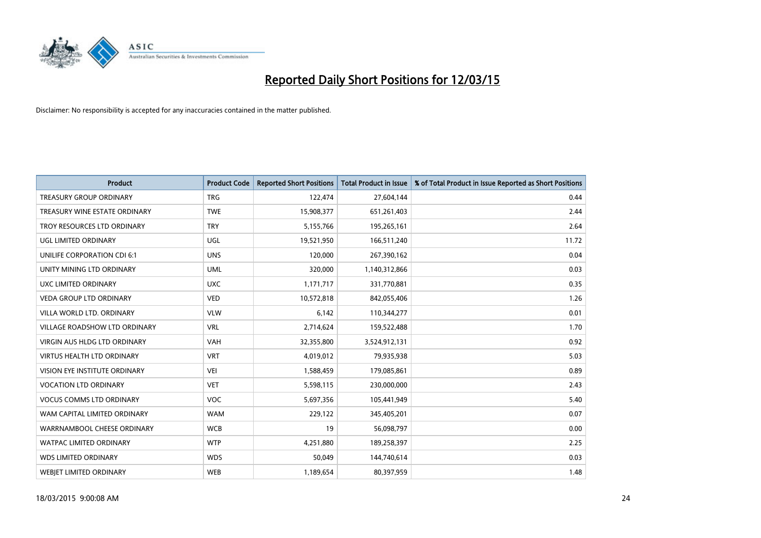# Reported Daily Short Positions for 12/03/15

Disclaimer: No responsibility is accepted for any inaccuracies contained in the matter published.

| Product | Product Code | Reported Short Positions | Total Product in Issue | % of Total Product in Issue Reported as Short Positions |
|---|---|---|---|---|
| TREASURY GROUP ORDINARY | TRG | 122,474 | 27,604,144 | 0.44 |
| TREASURY WINE ESTATE ORDINARY | TWE | 15,908,377 | 651,261,403 | 2.44 |
| TROY RESOURCES LTD ORDINARY | TRY | 5,155,766 | 195,265,161 | 2.64 |
| UGL LIMITED ORDINARY | UGL | 19,521,950 | 166,511,240 | 11.72 |
| UNILIFE CORPORATION CDI 6:1 | UNS | 120,000 | 267,390,162 | 0.04 |
| UNITY MINING LTD ORDINARY | UML | 320,000 | 1,140,312,866 | 0.03 |
| UXC LIMITED ORDINARY | UXC | 1,171,717 | 331,770,881 | 0.35 |
| VEDA GROUP LTD ORDINARY | VED | 10,572,818 | 842,055,406 | 1.26 |
| VILLA WORLD LTD. ORDINARY | VLW | 6,142 | 110,344,277 | 0.01 |
| VILLAGE ROADSHOW LTD ORDINARY | VRL | 2,714,624 | 159,522,488 | 1.70 |
| VIRGIN AUS HLDG LTD ORDINARY | VAH | 32,355,800 | 3,524,912,131 | 0.92 |
| VIRTUS HEALTH LTD ORDINARY | VRT | 4,019,012 | 79,935,938 | 5.03 |
| VISION EYE INSTITUTE ORDINARY | VEI | 1,588,459 | 179,085,861 | 0.89 |
| VOCATION LTD ORDINARY | VET | 5,598,115 | 230,000,000 | 2.43 |
| VOCUS COMMS LTD ORDINARY | VOC | 5,697,356 | 105,441,949 | 5.40 |
| WAM CAPITAL LIMITED ORDINARY | WAM | 229,122 | 345,405,201 | 0.07 |
| WARRNAMBOOL CHEESE ORDINARY | WCB | 19 | 56,098,797 | 0.00 |
| WATPAC LIMITED ORDINARY | WTP | 4,251,880 | 189,258,397 | 2.25 |
| WDS LIMITED ORDINARY | WDS | 50,049 | 144,740,614 | 0.03 |
| WEBJET LIMITED ORDINARY | WEB | 1,189,654 | 80,397,959 | 1.48 |

18/03/2015 9:00:08 AM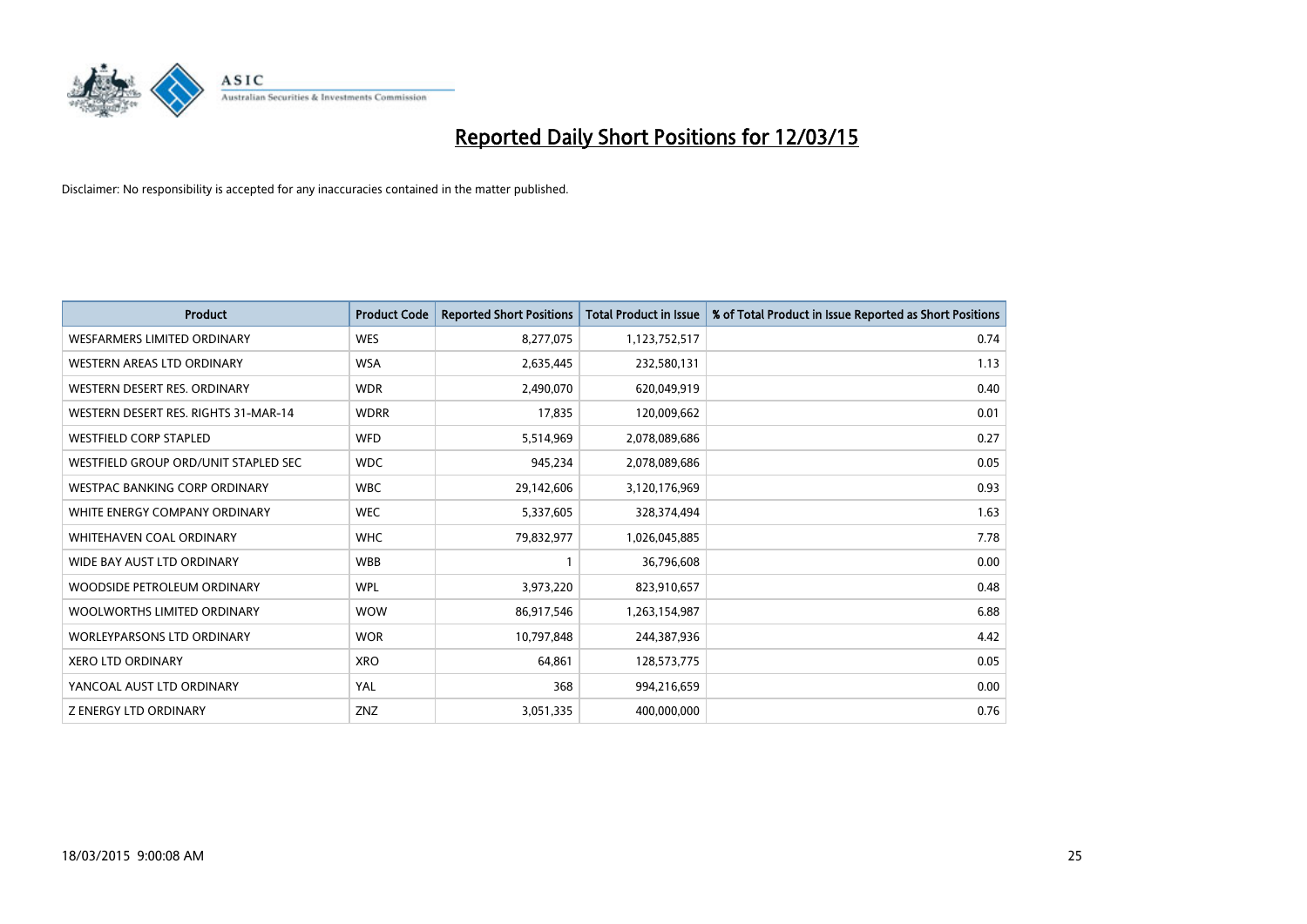# Reported Daily Short Positions for 12/03/15

Disclaimer: No responsibility is accepted for any inaccuracies contained in the matter published.

| Product | Product Code | Reported Short Positions | Total Product in Issue | % of Total Product in Issue Reported as Short Positions |
|---|---|---|---|---|
| WESFARMERS LIMITED ORDINARY | WES | 8,277,075 | 1,123,752,517 | 0.74 |
| WESTERN AREAS LTD ORDINARY | WSA | 2,635,445 | 232,580,131 | 1.13 |
| WESTERN DESERT RES. ORDINARY | WDR | 2,490,070 | 620,049,919 | 0.40 |
| WESTERN DESERT RES. RIGHTS 31-MAR-14 | WDRR | 17,835 | 120,009,662 | 0.01 |
| WESTFIELD CORP STAPLED | WFD | 5,514,969 | 2,078,089,686 | 0.27 |
| WESTFIELD GROUP ORD/UNIT STAPLED SEC | WDC | 945,234 | 2,078,089,686 | 0.05 |
| WESTPAC BANKING CORP ORDINARY | WBC | 29,142,606 | 3,120,176,969 | 0.93 |
| WHITE ENERGY COMPANY ORDINARY | WEC | 5,337,605 | 328,374,494 | 1.63 |
| WHITEHAVEN COAL ORDINARY | WHC | 79,832,977 | 1,026,045,885 | 7.78 |
| WIDE BAY AUST LTD ORDINARY | WBB | 1 | 36,796,608 | 0.00 |
| WOODSIDE PETROLEUM ORDINARY | WPL | 3,973,220 | 823,910,657 | 0.48 |
| WOOLWORTHS LIMITED ORDINARY | WOW | 86,917,546 | 1,263,154,987 | 6.88 |
| WORLEYPARSONS LTD ORDINARY | WOR | 10,797,848 | 244,387,936 | 4.42 |
| XERO LTD ORDINARY | XRO | 64,861 | 128,573,775 | 0.05 |
| YANCOAL AUST LTD ORDINARY | YAL | 368 | 994,216,659 | 0.00 |
| Z ENERGY LTD ORDINARY | ZNZ | 3,051,335 | 400,000,000 | 0.76 |

18/03/2015 9:00:08 AM